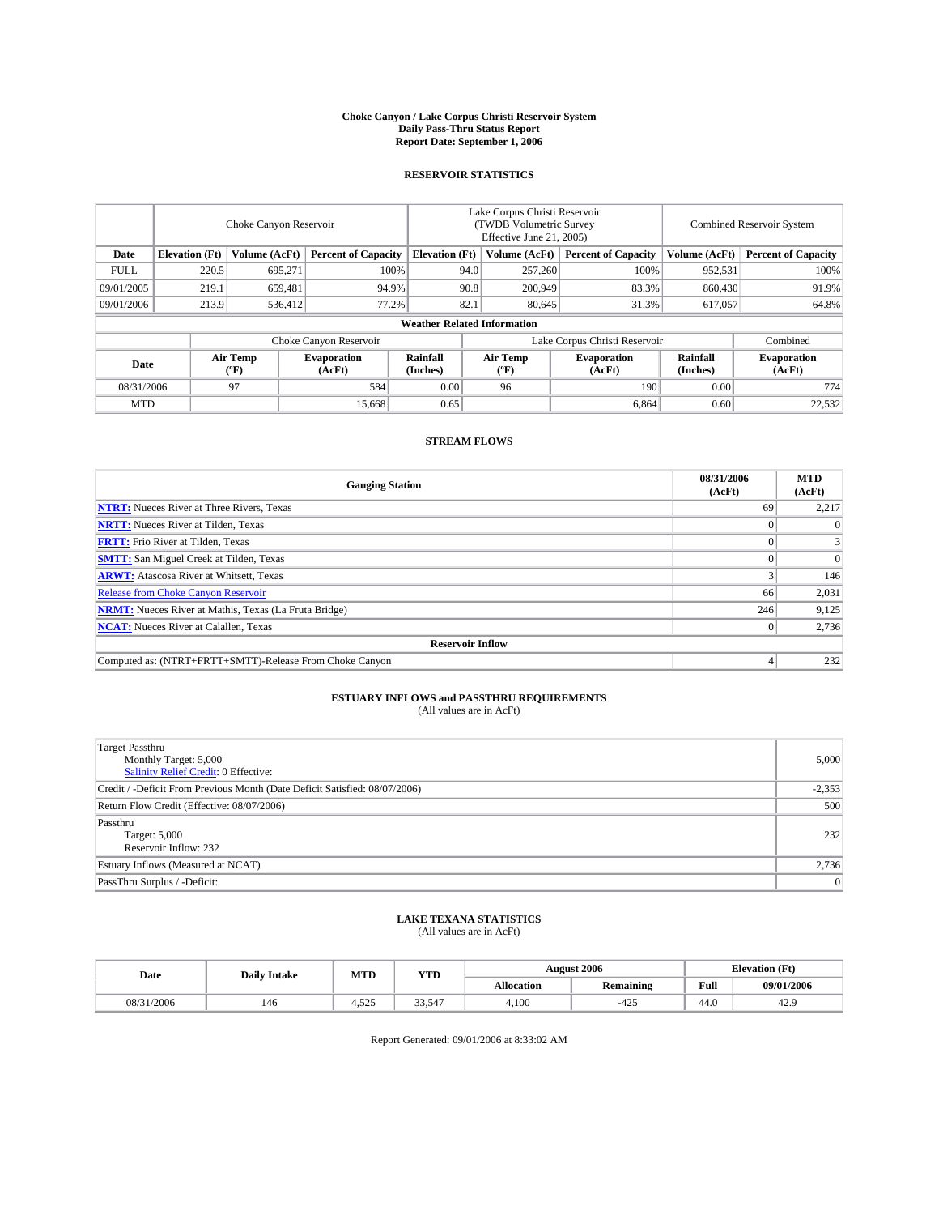# Choke Canyon / Lake Corpus Christi Reservoir System
## Daily Pass-Thru Status Report
## Report Date: September 1, 2006

### RESERVOIR STATISTICS

| | Choke Canyon Reservoir | | | Lake Corpus Christi Reservoir (TWDB Volumetric Survey Effective June 21, 2005) | | | Combined Reservoir System | |
|---|---|---|---|---|---|---|---|---|
| Date | Elevation (Ft) | Volume (AcFt) | Percent of Capacity | Elevation (Ft) | Volume (AcFt) | Percent of Capacity | Volume (AcFt) | Percent of Capacity |
| FULL | 220.5 | 695,271 | 100% | 94.0 | 257,260 | 100% | 952,531 | 100% |
| 09/01/2005 | 219.1 | 659,481 | 94.9% | 90.8 | 200,949 | 83.3% | 860,430 | 91.9% |
| 09/01/2006 | 213.9 | 536,412 | 77.2% | 82.1 | 80,645 | 31.3% | 617,057 | 64.8% |

**Weather Related Information**

| | Choke Canyon Reservoir | | | Lake Corpus Christi Reservoir | | | Combined |
|---|---|---|---|---|---|---|---|
| Date | Air Temp (°F) | Evaporation (AcFt) | Rainfall (Inches) | Air Temp (°F) | Evaporation (AcFt) | Rainfall (Inches) | Evaporation (AcFt) |
| 08/31/2006 | 97 | 584 | 0.00 | 96 | 190 | 0.00 | 774 |
| MTD | | 15,668 | 0.65 | | 6,864 | 0.60 | 22,532 |

### STREAM FLOWS

| Gauging Station | 08/31/2006 (AcFt) | MTD (AcFt) |
|---|---|---|
| **NTRT:** Nueces River at Three Rivers, Texas | 69 | 2,217 |
| **NRTT:** Nueces River at Tilden, Texas | 0 | 0 |
| **FRTT:** Frio River at Tilden, Texas | 0 | 3 |
| **SMTT:** San Miguel Creek at Tilden, Texas | 0 | 0 |
| **ARWT:** Atascosa River at Whitsett, Texas | 3 | 146 |
| Release from Choke Canyon Reservoir | 66 | 2,031 |
| **NRMT:** Nueces River at Mathis, Texas (La Fruta Bridge) | 246 | 9,125 |
| **NCAT:** Nueces River at Calallen, Texas | 0 | 2,736 |
| **Reservoir Inflow** | | |
| Computed as: (NTRT+FRTT+SMTT)-Release From Choke Canyon | 4 | 232 |

### ESTUARY INFLOWS and PASSTHRU REQUIREMENTS
(All values are in AcFt)

| | |
|---|---|
| Target Passthru<br>Monthly Target: 5,000<br>Salinity Relief Credit: 0 Effective: | 5,000 |
| Credit / -Deficit From Previous Month (Date Deficit Satisfied: 08/07/2006) | -2,353 |
| Return Flow Credit (Effective: 08/07/2006) | 500 |
| Passthru<br>Target: 5,000<br>Reservoir Inflow: 232 | 232 |
| Estuary Inflows (Measured at NCAT) | 2,736 |
| PassThru Surplus / -Deficit: | 0 |

### LAKE TEXANA STATISTICS
(All values are in AcFt)

| Date | Daily Intake | MTD | YTD | August 2006 | | Elevation (Ft) | |
|---|---|---|---|---|---|---|---|
| | | | | Allocation | Remaining | Full | 09/01/2006 |
| 08/31/2006 | 146 | 4,525 | 33,547 | 4,100 | -425 | 44.0 | 42.9 |

Report Generated: 09/01/2006 at 8:33:02 AM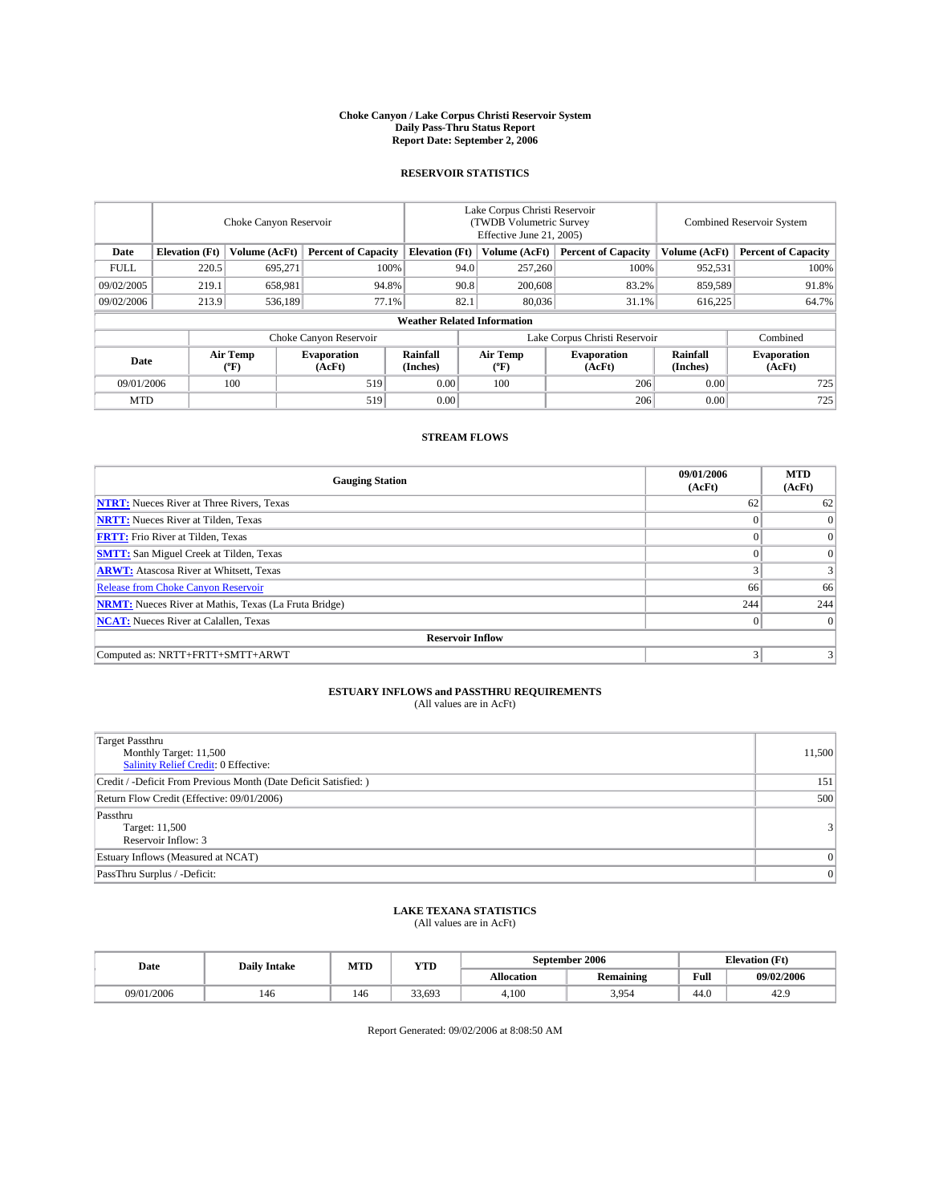# Choke Canyon / Lake Corpus Christi Reservoir System
## Daily Pass-Thru Status Report
### Report Date: September 2, 2006

## RESERVOIR STATISTICS

| | Choke Canyon Reservoir | | | Lake Corpus Christi Reservoir (TWDB Volumetric Survey Effective June 21, 2005) | | | Combined Reservoir System | |
|---|---|---|---|---|---|---|---|---|
| Date | Elevation (Ft) | Volume (AcFt) | Percent of Capacity | Elevation (Ft) | Volume (AcFt) | Percent of Capacity | Volume (AcFt) | Percent of Capacity |
| FULL | 220.5 | 695,271 | 100% | 94.0 | 257,260 | 100% | 952,531 | 100% |
| 09/02/2005 | 219.1 | 658,981 | 94.8% | 90.8 | 200,608 | 83.2% | 859,589 | 91.8% |
| 09/02/2006 | 213.9 | 536,189 | 77.1% | 82.1 | 80,036 | 31.1% | 616,225 | 64.7% |

**Weather Related Information**

| | Choke Canyon Reservoir | | | Lake Corpus Christi Reservoir | | | Combined |
|---|---|---|---|---|---|---|---|
| Date | Air Temp (°F) | Evaporation (AcFt) | Rainfall (Inches) | Air Temp (°F) | Evaporation (AcFt) | Rainfall (Inches) | Evaporation (AcFt) |
| 09/01/2006 | 100 | 519 | 0.00 | 100 | 206 | 0.00 | 725 |
| MTD | | 519 | 0.00 | | 206 | 0.00 | 725 |

## STREAM FLOWS

| Gauging Station | 09/01/2006 (AcFt) | MTD (AcFt) |
|---|---|---|
| **NTRT:** Nueces River at Three Rivers, Texas | 62 | 62 |
| **NRTT:** Nueces River at Tilden, Texas | 0 | 0 |
| **FRTT:** Frio River at Tilden, Texas | 0 | 0 |
| **SMTT:** San Miguel Creek at Tilden, Texas | 0 | 0 |
| **ARWT:** Atascosa River at Whitsett, Texas | 3 | 3 |
| Release from Choke Canyon Reservoir | 66 | 66 |
| **NRMT:** Nueces River at Mathis, Texas (La Fruta Bridge) | 244 | 244 |
| **NCAT:** Nueces River at Calallen, Texas | 0 | 0 |
| **Reservoir Inflow** | | |
| Computed as: NRTT+FRTT+SMTT+ARWT | 3 | 3 |

## ESTUARY INFLOWS and PASSTHRU REQUIREMENTS
(All values are in AcFt)

| | |
|---|---|
| Target Passthru<br>Monthly Target: 11,500<br>Salinity Relief Credit: 0 Effective: | 11,500 |
| Credit / -Deficit From Previous Month (Date Deficit Satisfied: ) | 151 |
| Return Flow Credit (Effective: 09/01/2006) | 500 |
| Passthru<br>Target: 11,500<br>Reservoir Inflow: 3 | 3 |
| Estuary Inflows (Measured at NCAT) | 0 |
| PassThru Surplus / -Deficit: | 0 |

## LAKE TEXANA STATISTICS
(All values are in AcFt)

| Date | Daily Intake | MTD | YTD | September 2006 | | Elevation (Ft) | |
|---|---|---|---|---|---|---|---|
| | | | | Allocation | Remaining | Full | 09/02/2006 |
| 09/01/2006 | 146 | 146 | 33,693 | 4,100 | 3,954 | 44.0 | 42.9 |

Report Generated: 09/02/2006 at 8:08:50 AM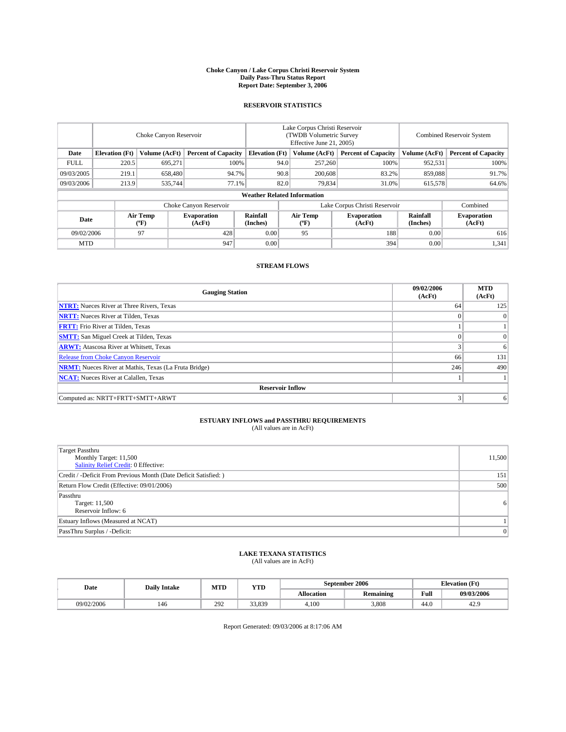**Choke Canyon / Lake Corpus Christi Reservoir System**
**Daily Pass-Thru Status Report**
**Report Date: September 3, 2006**

## RESERVOIR STATISTICS

| | Choke Canyon Reservoir | | | Lake Corpus Christi Reservoir (TWDB Volumetric Survey Effective June 21, 2005) | | | Combined Reservoir System | |
|---|---|---|---|---|---|---|---|---|
| **Date** | **Elevation (Ft)** | **Volume (AcFt)** | **Percent of Capacity** | **Elevation (Ft)** | **Volume (AcFt)** | **Percent of Capacity** | **Volume (AcFt)** | **Percent of Capacity** |
| FULL | 220.5 | 695,271 | 100% | 94.0 | 257,260 | 100% | 952,531 | 100% |
| 09/03/2005 | 219.1 | 658,480 | 94.7% | 90.8 | 200,608 | 83.2% | 859,088 | 91.7% |
| 09/03/2006 | 213.9 | 535,744 | 77.1% | 82.0 | 79,834 | 31.0% | 615,578 | 64.6% |

**Weather Related Information**

| | Choke Canyon Reservoir | | | Lake Corpus Christi Reservoir | | | Combined |
|---|---|---|---|---|---|---|---|
| **Date** | **Air Temp (ºF)** | **Evaporation (AcFt)** | **Rainfall (Inches)** | **Air Temp (ºF)** | **Evaporation (AcFt)** | **Rainfall (Inches)** | **Evaporation (AcFt)** |
| 09/02/2006 | 97 | 428 | 0.00 | 95 | 188 | 0.00 | 616 |
| MTD | | 947 | 0.00 | | 394 | 0.00 | 1,341 |

## STREAM FLOWS

| Gauging Station | 09/02/2006 (AcFt) | MTD (AcFt) |
|---|---|---|
| **NTRT:** Nueces River at Three Rivers, Texas | 64 | 125 |
| **NRTT:** Nueces River at Tilden, Texas | 0 | 0 |
| **FRTT:** Frio River at Tilden, Texas | 1 | 1 |
| **SMTT:** San Miguel Creek at Tilden, Texas | 0 | 0 |
| **ARWT:** Atascosa River at Whitsett, Texas | 3 | 6 |
| Release from Choke Canyon Reservoir | 66 | 131 |
| **NRMT:** Nueces River at Mathis, Texas (La Fruta Bridge) | 246 | 490 |
| **NCAT:** Nueces River at Calallen, Texas | 1 | 1 |
| **Reservoir Inflow** | | |
| Computed as: NRTT+FRTT+SMTT+ARWT | 3 | 6 |

## ESTUARY INFLOWS and PASSTHRU REQUIREMENTS

(All values are in AcFt)

| | |
|---|---|
| Target Passthru<br>Monthly Target: 11,500<br>Salinity Relief Credit: 0 Effective: | 11,500 |
| Credit / -Deficit From Previous Month (Date Deficit Satisfied: ) | 151 |
| Return Flow Credit (Effective: 09/01/2006) | 500 |
| Passthru<br>Target: 11,500<br>Reservoir Inflow: 6 | 6 |
| Estuary Inflows (Measured at NCAT) | 1 |
| PassThru Surplus / -Deficit: | 0 |

## LAKE TEXANA STATISTICS

(All values are in AcFt)

| Date | Daily Intake | MTD | YTD | September 2006 | | Elevation (Ft) | |
|---|---|---|---|---|---|---|---|
| | | | | **Allocation** | **Remaining** | **Full** | **09/03/2006** |
| 09/02/2006 | 146 | 292 | 33,839 | 4,100 | 3,808 | 44.0 | 42.9 |

Report Generated: 09/03/2006 at 8:17:06 AM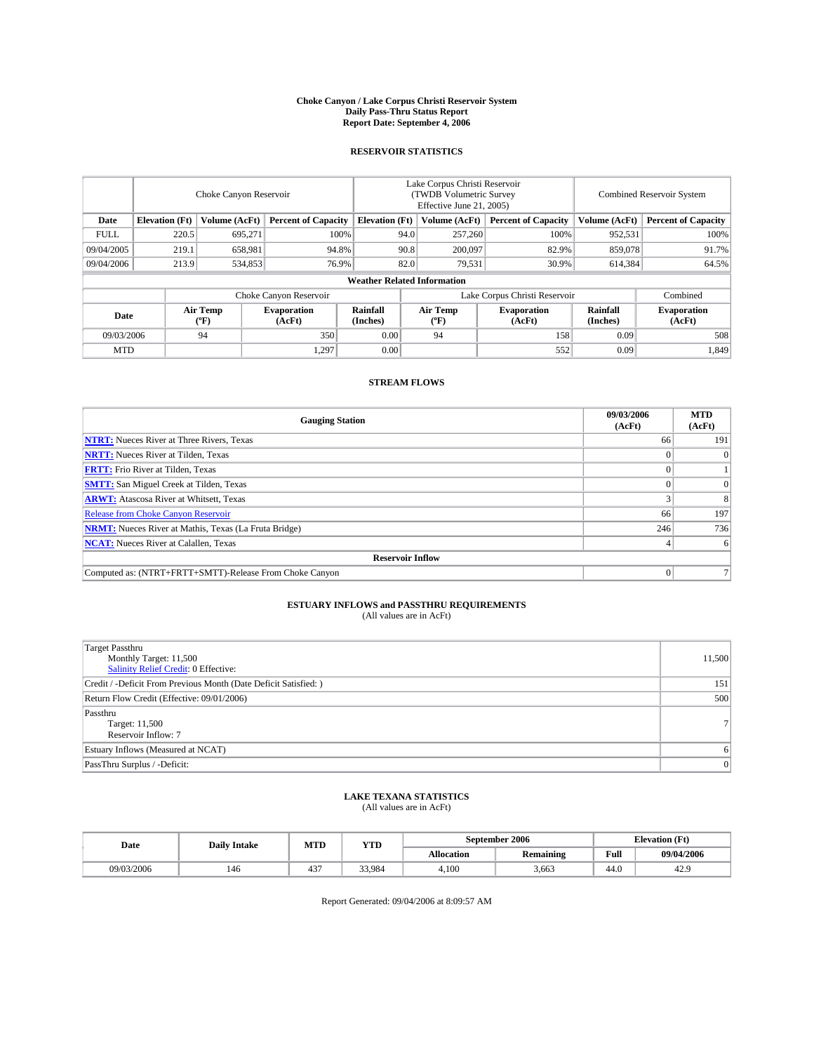# Choke Canyon / Lake Corpus Christi Reservoir System
## Daily Pass-Thru Status Report
### Report Date: September 4, 2006

## RESERVOIR STATISTICS

| | Choke Canyon Reservoir | | | Lake Corpus Christi Reservoir (TWDB Volumetric Survey Effective June 21, 2005) | | | Combined Reservoir System | |
|---|---|---|---|---|---|---|---|---|
| Date | Elevation (Ft) | Volume (AcFt) | Percent of Capacity | Elevation (Ft) | Volume (AcFt) | Percent of Capacity | Volume (AcFt) | Percent of Capacity |
| FULL | 220.5 | 695,271 | 100% | 94.0 | 257,260 | 100% | 952,531 | 100% |
| 09/04/2005 | 219.1 | 658,981 | 94.8% | 90.8 | 200,097 | 82.9% | 859,078 | 91.7% |
| 09/04/2006 | 213.9 | 534,853 | 76.9% | 82.0 | 79,531 | 30.9% | 614,384 | 64.5% |

### Weather Related Information

| | Choke Canyon Reservoir | | | Lake Corpus Christi Reservoir | | | Combined |
|---|---|---|---|---|---|---|---|
| Date | Air Temp (ºF) | Evaporation (AcFt) | Rainfall (Inches) | Air Temp (ºF) | Evaporation (AcFt) | Rainfall (Inches) | Evaporation (AcFt) |
| 09/03/2006 | 94 | 350 | 0.00 | 94 | 158 | 0.09 | 508 |
| MTD | | 1,297 | 0.00 | | 552 | 0.09 | 1,849 |

## STREAM FLOWS

| Gauging Station | 09/03/2006 (AcFt) | MTD (AcFt) |
|---|---|---|
| **NTRT:** Nueces River at Three Rivers, Texas | 66 | 191 |
| **NRTT:** Nueces River at Tilden, Texas | 0 | 0 |
| **FRTT:** Frio River at Tilden, Texas | 0 | 1 |
| **SMTT:** San Miguel Creek at Tilden, Texas | 0 | 0 |
| **ARWT:** Atascosa River at Whitsett, Texas | 3 | 8 |
| Release from Choke Canyon Reservoir | 66 | 197 |
| **NRMT:** Nueces River at Mathis, Texas (La Fruta Bridge) | 246 | 736 |
| **NCAT:** Nueces River at Calallen, Texas | 4 | 6 |
| **Reservoir Inflow** | | |
| Computed as: (NTRT+FRTT+SMTT)-Release From Choke Canyon | 0 | 7 |

## ESTUARY INFLOWS and PASSTHRU REQUIREMENTS
(All values are in AcFt)

| | |
|---|---|
| Target Passthru<br>Monthly Target: 11,500<br>Salinity Relief Credit: 0 Effective: | 11,500 |
| Credit / -Deficit From Previous Month (Date Deficit Satisfied: ) | 151 |
| Return Flow Credit (Effective: 09/01/2006) | 500 |
| Passthru<br>Target: 11,500<br>Reservoir Inflow: 7 | 7 |
| Estuary Inflows (Measured at NCAT) | 6 |
| PassThru Surplus / -Deficit: | 0 |

## LAKE TEXANA STATISTICS
(All values are in AcFt)

| Date | Daily Intake | MTD | YTD | September 2006 | | Elevation (Ft) | |
|---|---|---|---|---|---|---|---|
| | | | | Allocation | Remaining | Full | 09/04/2006 |
| 09/03/2006 | 146 | 437 | 33,984 | 4,100 | 3,663 | 44.0 | 42.9 |

Report Generated: 09/04/2006 at 8:09:57 AM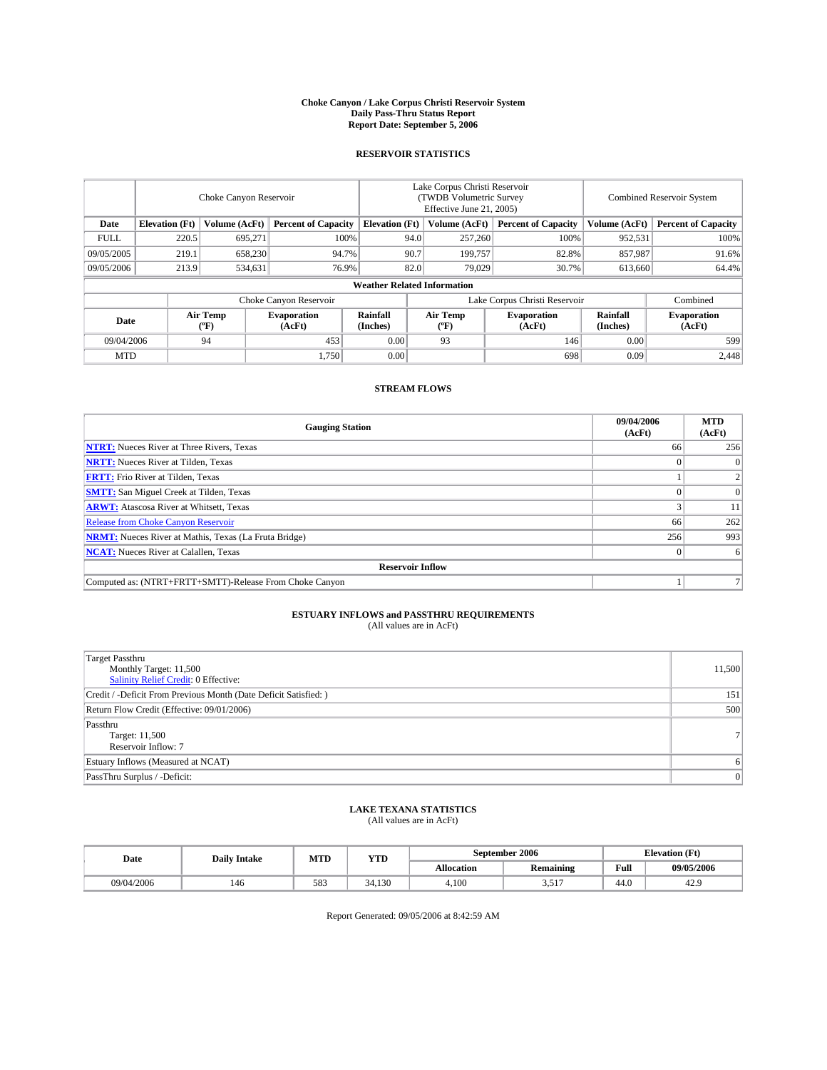# Choke Canyon / Lake Corpus Christi Reservoir System
## Daily Pass-Thru Status Report
### Report Date: September 5, 2006

## RESERVOIR STATISTICS

| | Choke Canyon Reservoir | | | Lake Corpus Christi Reservoir (TWDB Volumetric Survey Effective June 21, 2005) | | | Combined Reservoir System | |
|---|---|---|---|---|---|---|---|---|
| Date | Elevation (Ft) | Volume (AcFt) | Percent of Capacity | Elevation (Ft) | Volume (AcFt) | Percent of Capacity | Volume (AcFt) | Percent of Capacity |
| FULL | 220.5 | 695,271 | 100% | 94.0 | 257,260 | 100% | 952,531 | 100% |
| 09/05/2005 | 219.1 | 658,230 | 94.7% | 90.7 | 199,757 | 82.8% | 857,987 | 91.6% |
| 09/05/2006 | 213.9 | 534,631 | 76.9% | 82.0 | 79,029 | 30.7% | 613,660 | 64.4% |

**Weather Related Information**

| | Choke Canyon Reservoir | | | Lake Corpus Christi Reservoir | | | Combined |
|---|---|---|---|---|---|---|---|
| Date | Air Temp (ºF) | Evaporation (AcFt) | Rainfall (Inches) | Air Temp (ºF) | Evaporation (AcFt) | Rainfall (Inches) | Evaporation (AcFt) |
| 09/04/2006 | 94 | 453 | 0.00 | 93 | 146 | 0.00 | 599 |
| MTD | | 1,750 | 0.00 | | 698 | 0.09 | 2,448 |

## STREAM FLOWS

| Gauging Station | 09/04/2006 (AcFt) | MTD (AcFt) |
|---|---|---|
| **NTRT:** Nueces River at Three Rivers, Texas | 66 | 256 |
| **NRTT:** Nueces River at Tilden, Texas | 0 | 0 |
| **FRTT:** Frio River at Tilden, Texas | 1 | 2 |
| **SMTT:** San Miguel Creek at Tilden, Texas | 0 | 0 |
| **ARWT:** Atascosa River at Whitsett, Texas | 3 | 11 |
| Release from Choke Canyon Reservoir | 66 | 262 |
| **NRMT:** Nueces River at Mathis, Texas (La Fruta Bridge) | 256 | 993 |
| **NCAT:** Nueces River at Calallen, Texas | 0 | 6 |
| **Reservoir Inflow** | | |
| Computed as: (NTRT+FRTT+SMTT)-Release From Choke Canyon | 1 | 7 |

## ESTUARY INFLOWS and PASSTHRU REQUIREMENTS
(All values are in AcFt)

| | |
|---|---|
| Target Passthru<br>Monthly Target: 11,500<br>Salinity Relief Credit: 0 Effective: | 11,500 |
| Credit / -Deficit From Previous Month (Date Deficit Satisfied: ) | 151 |
| Return Flow Credit (Effective: 09/01/2006) | 500 |
| Passthru<br>Target: 11,500<br>Reservoir Inflow: 7 | 7 |
| Estuary Inflows (Measured at NCAT) | 6 |
| PassThru Surplus / -Deficit: | 0 |

## LAKE TEXANA STATISTICS
(All values are in AcFt)

| Date | Daily Intake | MTD | YTD | September 2006 | | Elevation (Ft) | |
|---|---|---|---|---|---|---|---|
| | | | | Allocation | Remaining | Full | 09/05/2006 |
| 09/04/2006 | 146 | 583 | 34,130 | 4,100 | 3,517 | 44.0 | 42.9 |

Report Generated: 09/05/2006 at 8:42:59 AM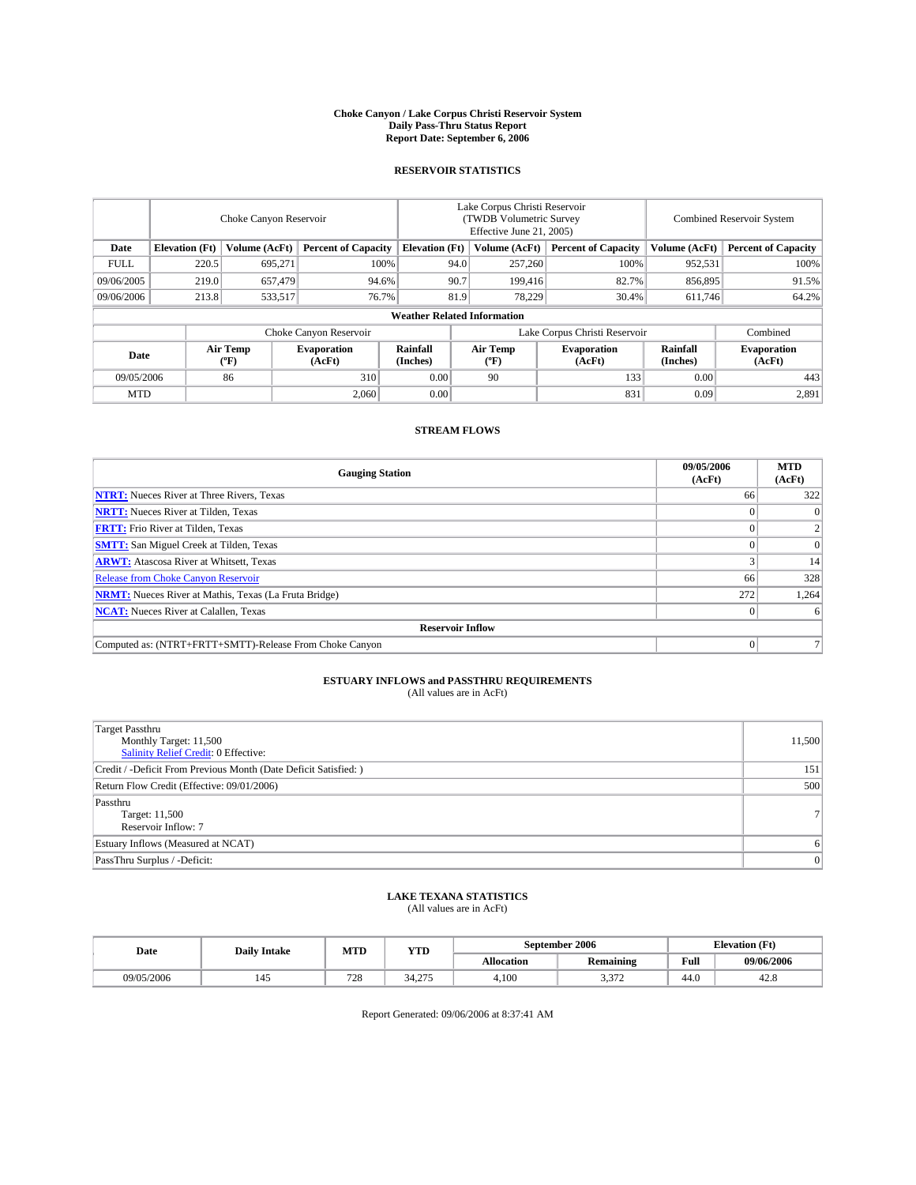# Choke Canyon / Lake Corpus Christi Reservoir System
## Daily Pass-Thru Status Report
### Report Date: September 6, 2006

## RESERVOIR STATISTICS

| | Choke Canyon Reservoir | | | Lake Corpus Christi Reservoir (TWDB Volumetric Survey Effective June 21, 2005) | | | Combined Reservoir System | |
|---|---|---|---|---|---|---|---|---|
| **Date** | **Elevation (Ft)** | **Volume (AcFt)** | **Percent of Capacity** | **Elevation (Ft)** | **Volume (AcFt)** | **Percent of Capacity** | **Volume (AcFt)** | **Percent of Capacity** |
| FULL | 220.5 | 695,271 | 100% | 94.0 | 257,260 | 100% | 952,531 | 100% |
| 09/06/2005 | 219.0 | 657,479 | 94.6% | 90.7 | 199,416 | 82.7% | 856,895 | 91.5% |
| 09/06/2006 | 213.8 | 533,517 | 76.7% | 81.9 | 78,229 | 30.4% | 611,746 | 64.2% |

### Weather Related Information

| | Choke Canyon Reservoir | | | Lake Corpus Christi Reservoir | | | Combined |
|---|---|---|---|---|---|---|---|
| **Date** | **Air Temp (ºF)** | **Evaporation (AcFt)** | **Rainfall (Inches)** | **Air Temp (ºF)** | **Evaporation (AcFt)** | **Rainfall (Inches)** | **Evaporation (AcFt)** |
| 09/05/2006 | 86 | 310 | 0.00 | 90 | 133 | 0.00 | 443 |
| MTD | | 2,060 | 0.00 | | 831 | 0.09 | 2,891 |

## STREAM FLOWS

| Gauging Station | 09/05/2006 (AcFt) | MTD (AcFt) |
|---|---|---|
| **NTRT:** Nueces River at Three Rivers, Texas | 66 | 322 |
| **NRTT:** Nueces River at Tilden, Texas | 0 | 0 |
| **FRTT:** Frio River at Tilden, Texas | 0 | 2 |
| **SMTT:** San Miguel Creek at Tilden, Texas | 0 | 0 |
| **ARWT:** Atascosa River at Whitsett, Texas | 3 | 14 |
| Release from Choke Canyon Reservoir | 66 | 328 |
| **NRMT:** Nueces River at Mathis, Texas (La Fruta Bridge) | 272 | 1,264 |
| **NCAT:** Nueces River at Calallen, Texas | 0 | 6 |
| **Reservoir Inflow** | | |
| Computed as: (NTRT+FRTT+SMTT)-Release From Choke Canyon | 0 | 7 |

## ESTUARY INFLOWS and PASSTHRU REQUIREMENTS
(All values are in AcFt)

| | |
|---|---|
| Target Passthru<br>Monthly Target: 11,500<br>Salinity Relief Credit: 0 Effective: | 11,500 |
| Credit / -Deficit From Previous Month (Date Deficit Satisfied: ) | 151 |
| Return Flow Credit (Effective: 09/01/2006) | 500 |
| Passthru<br>Target: 11,500<br>Reservoir Inflow: 7 | 7 |
| Estuary Inflows (Measured at NCAT) | 6 |
| PassThru Surplus / -Deficit: | 0 |

## LAKE TEXANA STATISTICS
(All values are in AcFt)

| Date | Daily Intake | MTD | YTD | September 2006 | | Elevation (Ft) | |
|---|---|---|---|---|---|---|---|
| | | | | **Allocation** | **Remaining** | **Full** | **09/06/2006** |
| 09/05/2006 | 145 | 728 | 34,275 | 4,100 | 3,372 | 44.0 | 42.8 |

Report Generated: 09/06/2006 at 8:37:41 AM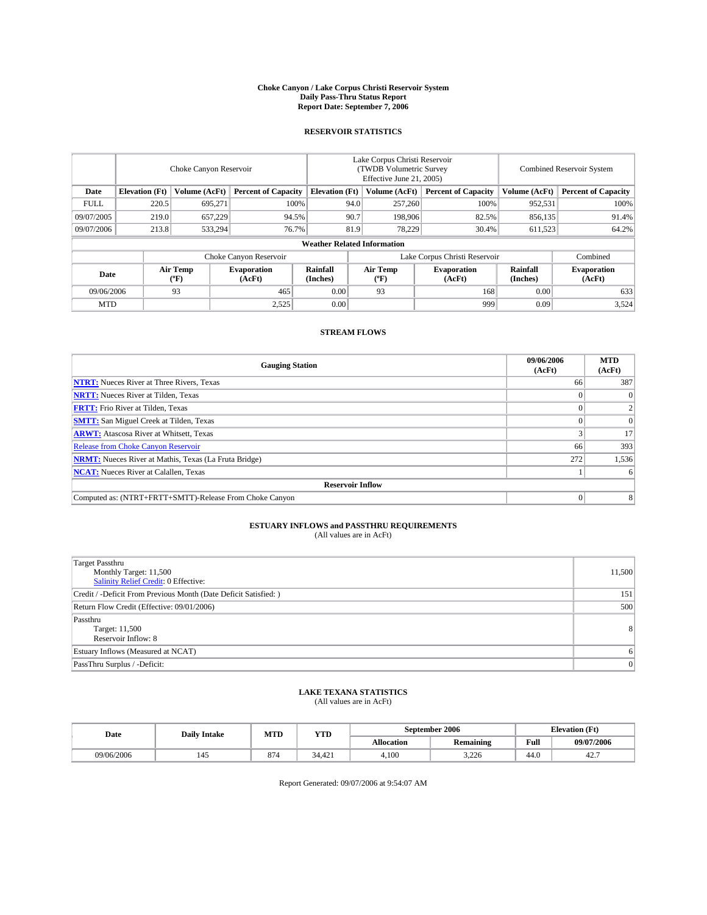# Choke Canyon / Lake Corpus Christi Reservoir System
## Daily Pass-Thru Status Report
### Report Date: September 7, 2006

## RESERVOIR STATISTICS

| | Choke Canyon Reservoir | | | Lake Corpus Christi Reservoir (TWDB Volumetric Survey Effective June 21, 2005) | | | Combined Reservoir System | |
|---|---|---|---|---|---|---|---|---|
| Date | Elevation (Ft) | Volume (AcFt) | Percent of Capacity | Elevation (Ft) | Volume (AcFt) | Percent of Capacity | Volume (AcFt) | Percent of Capacity |
| FULL | 220.5 | 695,271 | 100% | 94.0 | 257,260 | 100% | 952,531 | 100% |
| 09/07/2005 | 219.0 | 657,229 | 94.5% | 90.7 | 198,906 | 82.5% | 856,135 | 91.4% |
| 09/07/2006 | 213.8 | 533,294 | 76.7% | 81.9 | 78,229 | 30.4% | 611,523 | 64.2% |

**Weather Related Information**

| | Choke Canyon Reservoir | | | Lake Corpus Christi Reservoir | | | Combined |
|---|---|---|---|---|---|---|---|
| Date | Air Temp (°F) | Evaporation (AcFt) | Rainfall (Inches) | Air Temp (°F) | Evaporation (AcFt) | Rainfall (Inches) | Evaporation (AcFt) |
| 09/06/2006 | 93 | 465 | 0.00 | 93 | 168 | 0.00 | 633 |
| MTD | | 2,525 | 0.00 | | 999 | 0.09 | 3,524 |

## STREAM FLOWS

| Gauging Station | 09/06/2006 (AcFt) | MTD (AcFt) |
|---|---|---|
| **NTRT:** Nueces River at Three Rivers, Texas | 66 | 387 |
| **NRTT:** Nueces River at Tilden, Texas | 0 | 0 |
| **FRTT:** Frio River at Tilden, Texas | 0 | 2 |
| **SMTT:** San Miguel Creek at Tilden, Texas | 0 | 0 |
| **ARWT:** Atascosa River at Whitsett, Texas | 3 | 17 |
| Release from Choke Canyon Reservoir | 66 | 393 |
| **NRMT:** Nueces River at Mathis, Texas (La Fruta Bridge) | 272 | 1,536 |
| **NCAT:** Nueces River at Calallen, Texas | 1 | 6 |
| **Reservoir Inflow** | | |
| Computed as: (NTRT+FRTT+SMTT)-Release From Choke Canyon | 0 | 8 |

## ESTUARY INFLOWS and PASSTHRU REQUIREMENTS
(All values are in AcFt)

| | |
|---|---|
| Target Passthru<br>Monthly Target: 11,500<br>Salinity Relief Credit: 0 Effective: | 11,500 |
| Credit / -Deficit From Previous Month (Date Deficit Satisfied: ) | 151 |
| Return Flow Credit (Effective: 09/01/2006) | 500 |
| Passthru<br>Target: 11,500<br>Reservoir Inflow: 8 | 8 |
| Estuary Inflows (Measured at NCAT) | 6 |
| PassThru Surplus / -Deficit: | 0 |

## LAKE TEXANA STATISTICS
(All values are in AcFt)

| Date | Daily Intake | MTD | YTD | September 2006 | | Elevation (Ft) | |
|---|---|---|---|---|---|---|---|
| | | | | Allocation | Remaining | Full | 09/07/2006 |
| 09/06/2006 | 145 | 874 | 34,421 | 4,100 | 3,226 | 44.0 | 42.7 |

Report Generated: 09/07/2006 at 9:54:07 AM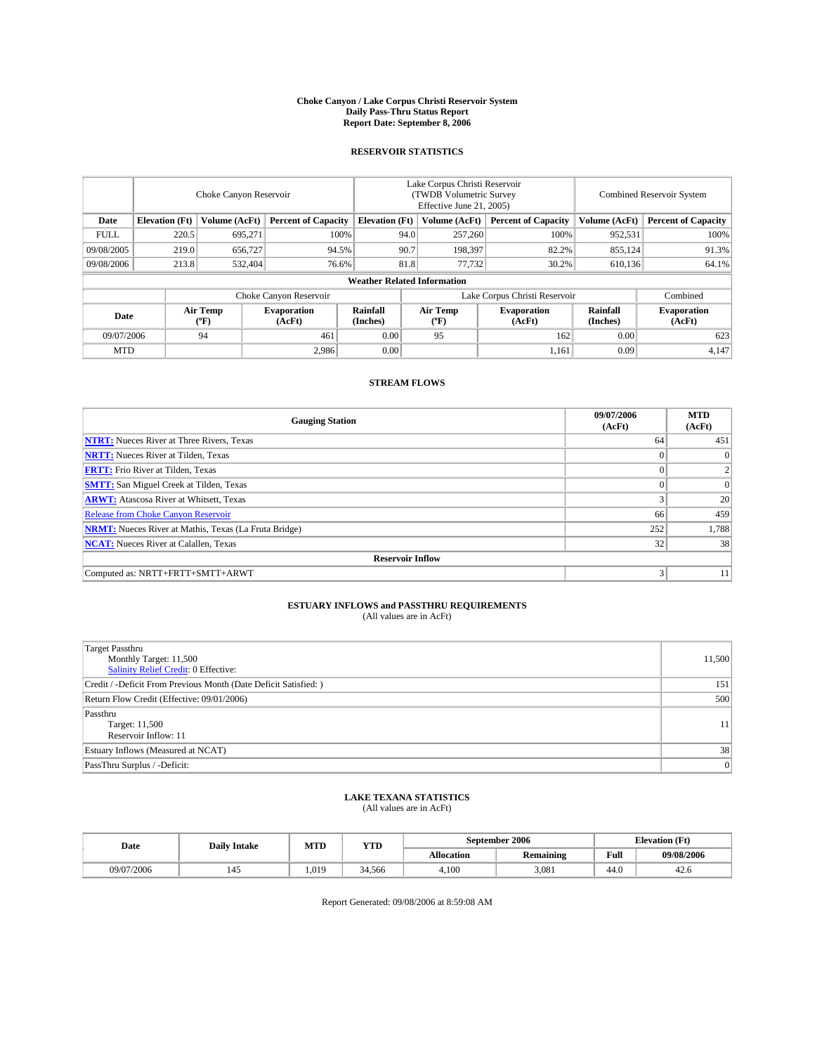# Choke Canyon / Lake Corpus Christi Reservoir System
## Daily Pass-Thru Status Report
## Report Date: September 8, 2006

### RESERVOIR STATISTICS

| | Choke Canyon Reservoir | | | Lake Corpus Christi Reservoir (TWDB Volumetric Survey Effective June 21, 2005) | | | Combined Reservoir System | |
|---|---|---|---|---|---|---|---|---|
| Date | Elevation (Ft) | Volume (AcFt) | Percent of Capacity | Elevation (Ft) | Volume (AcFt) | Percent of Capacity | Volume (AcFt) | Percent of Capacity |
| FULL | 220.5 | 695,271 | 100% | 94.0 | 257,260 | 100% | 952,531 | 100% |
| 09/08/2005 | 219.0 | 656,727 | 94.5% | 90.7 | 198,397 | 82.2% | 855,124 | 91.3% |
| 09/08/2006 | 213.8 | 532,404 | 76.6% | 81.8 | 77,732 | 30.2% | 610,136 | 64.1% |

**Weather Related Information**

| | Choke Canyon Reservoir | | | Lake Corpus Christi Reservoir | | | Combined |
|---|---|---|---|---|---|---|---|
| Date | Air Temp (ºF) | Evaporation (AcFt) | Rainfall (Inches) | Air Temp (ºF) | Evaporation (AcFt) | Rainfall (Inches) | Evaporation (AcFt) |
| 09/07/2006 | 94 | 461 | 0.00 | 95 | 162 | 0.00 | 623 |
| MTD | | 2,986 | 0.00 | | 1,161 | 0.09 | 4,147 |

### STREAM FLOWS

| Gauging Station | 09/07/2006 (AcFt) | MTD (AcFt) |
|---|---|---|
| **NTRT:** Nueces River at Three Rivers, Texas | 64 | 451 |
| **NRTT:** Nueces River at Tilden, Texas | 0 | 0 |
| **FRTT:** Frio River at Tilden, Texas | 0 | 2 |
| **SMTT:** San Miguel Creek at Tilden, Texas | 0 | 0 |
| **ARWT:** Atascosa River at Whitsett, Texas | 3 | 20 |
| Release from Choke Canyon Reservoir | 66 | 459 |
| **NRMT:** Nueces River at Mathis, Texas (La Fruta Bridge) | 252 | 1,788 |
| **NCAT:** Nueces River at Calallen, Texas | 32 | 38 |
| **Reservoir Inflow** | | |
| Computed as: NRTT+FRTT+SMTT+ARWT | 3 | 11 |

### ESTUARY INFLOWS and PASSTHRU REQUIREMENTS
(All values are in AcFt)

| | |
|---|---|
| Target Passthru<br>Monthly Target: 11,500<br>Salinity Relief Credit: 0 Effective: | 11,500 |
| Credit / -Deficit From Previous Month (Date Deficit Satisfied: ) | 151 |
| Return Flow Credit (Effective: 09/01/2006) | 500 |
| Passthru<br>Target: 11,500<br>Reservoir Inflow: 11 | 11 |
| Estuary Inflows (Measured at NCAT) | 38 |
| PassThru Surplus / -Deficit: | 0 |

### LAKE TEXANA STATISTICS
(All values are in AcFt)

| Date | Daily Intake | MTD | YTD | September 2006 | | Elevation (Ft) | |
|---|---|---|---|---|---|---|---|
| | | | | Allocation | Remaining | Full | 09/08/2006 |
| 09/07/2006 | 145 | 1,019 | 34,566 | 4,100 | 3,081 | 44.0 | 42.6 |

Report Generated: 09/08/2006 at 8:59:08 AM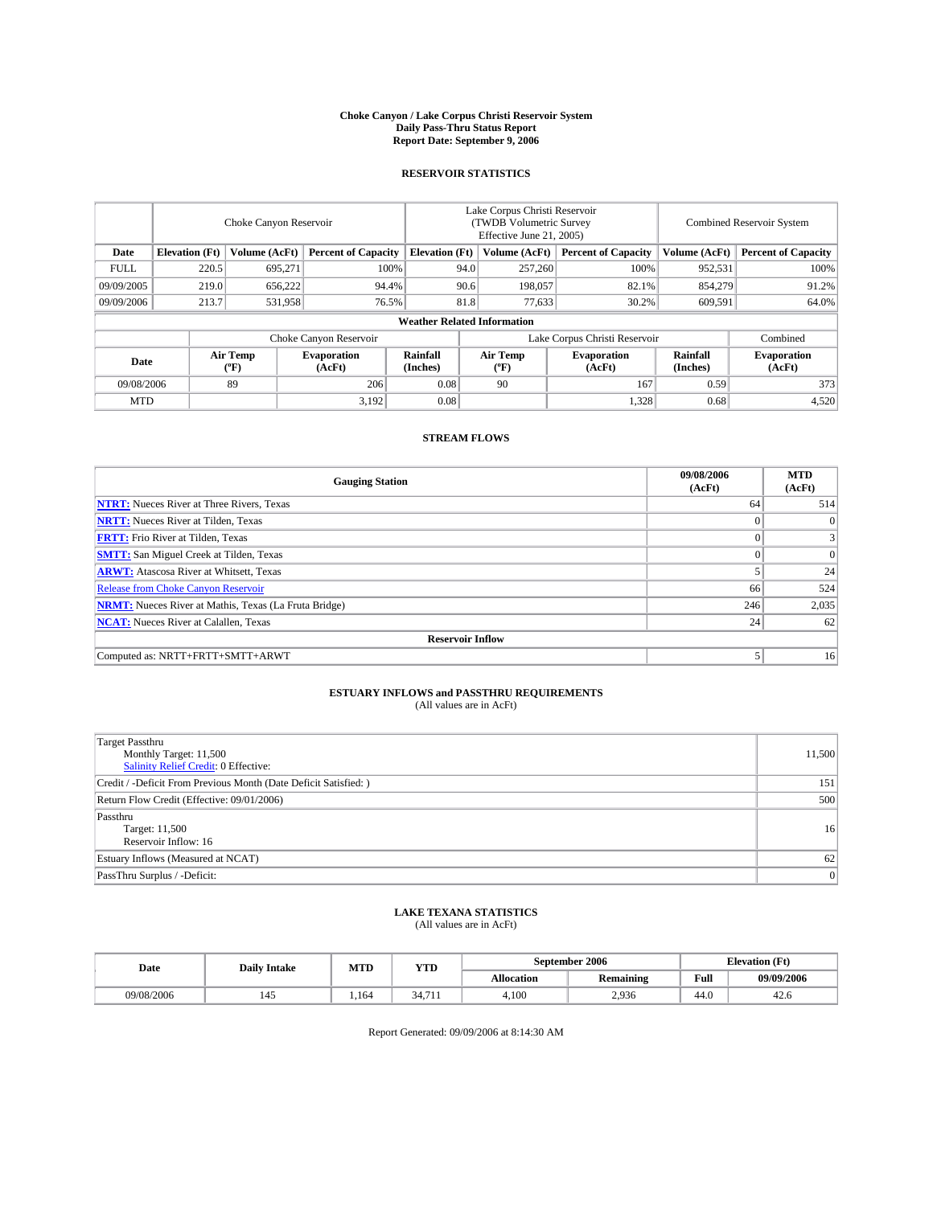# Choke Canyon / Lake Corpus Christi Reservoir System
## Daily Pass-Thru Status Report
### Report Date: September 9, 2006

## RESERVOIR STATISTICS

| | Choke Canyon Reservoir | | | Lake Corpus Christi Reservoir (TWDB Volumetric Survey Effective June 21, 2005) | | | Combined Reservoir System | |
|---|---|---|---|---|---|---|---|---|
| **Date** | **Elevation (Ft)** | **Volume (AcFt)** | **Percent of Capacity** | **Elevation (Ft)** | **Volume (AcFt)** | **Percent of Capacity** | **Volume (AcFt)** | **Percent of Capacity** |
| FULL | 220.5 | 695,271 | 100% | 94.0 | 257,260 | 100% | 952,531 | 100% |
| 09/09/2005 | 219.0 | 656,222 | 94.4% | 90.6 | 198,057 | 82.1% | 854,279 | 91.2% |
| 09/09/2006 | 213.7 | 531,958 | 76.5% | 81.8 | 77,633 | 30.2% | 609,591 | 64.0% |

**Weather Related Information**

| | Choke Canyon Reservoir | | | Lake Corpus Christi Reservoir | | | Combined |
|---|---|---|---|---|---|---|---|
| **Date** | **Air Temp (ºF)** | **Evaporation (AcFt)** | **Rainfall (Inches)** | **Air Temp (ºF)** | **Evaporation (AcFt)** | **Rainfall (Inches)** | **Evaporation (AcFt)** |
| 09/08/2006 | 89 | 206 | 0.08 | 90 | 167 | 0.59 | 373 |
| MTD | | 3,192 | 0.08 | | 1,328 | 0.68 | 4,520 |

## STREAM FLOWS

| Gauging Station | 09/08/2006 (AcFt) | MTD (AcFt) |
|---|---|---|
| **NTRT:** Nueces River at Three Rivers, Texas | 64 | 514 |
| **NRTT:** Nueces River at Tilden, Texas | 0 | 0 |
| **FRTT:** Frio River at Tilden, Texas | 0 | 3 |
| **SMTT:** San Miguel Creek at Tilden, Texas | 0 | 0 |
| **ARWT:** Atascosa River at Whitsett, Texas | 5 | 24 |
| Release from Choke Canyon Reservoir | 66 | 524 |
| **NRMT:** Nueces River at Mathis, Texas (La Fruta Bridge) | 246 | 2,035 |
| **NCAT:** Nueces River at Calallen, Texas | 24 | 62 |
| **Reservoir Inflow** | | |
| Computed as: NRTT+FRTT+SMTT+ARWT | 5 | 16 |

## ESTUARY INFLOWS and PASSTHRU REQUIREMENTS
(All values are in AcFt)

| | |
|---|---|
| Target Passthru<br>Monthly Target: 11,500<br>Salinity Relief Credit: 0 Effective: | 11,500 |
| Credit / -Deficit From Previous Month (Date Deficit Satisfied: ) | 151 |
| Return Flow Credit (Effective: 09/01/2006) | 500 |
| Passthru<br>Target: 11,500<br>Reservoir Inflow: 16 | 16 |
| Estuary Inflows (Measured at NCAT) | 62 |
| PassThru Surplus / -Deficit: | 0 |

## LAKE TEXANA STATISTICS
(All values are in AcFt)

| Date | Daily Intake | MTD | YTD | September 2006 | | Elevation (Ft) | |
|---|---|---|---|---|---|---|---|
| | | | | **Allocation** | **Remaining** | **Full** | **09/09/2006** |
| 09/08/2006 | 145 | 1,164 | 34,711 | 4,100 | 2,936 | 44.0 | 42.6 |

Report Generated: 09/09/2006 at 8:14:30 AM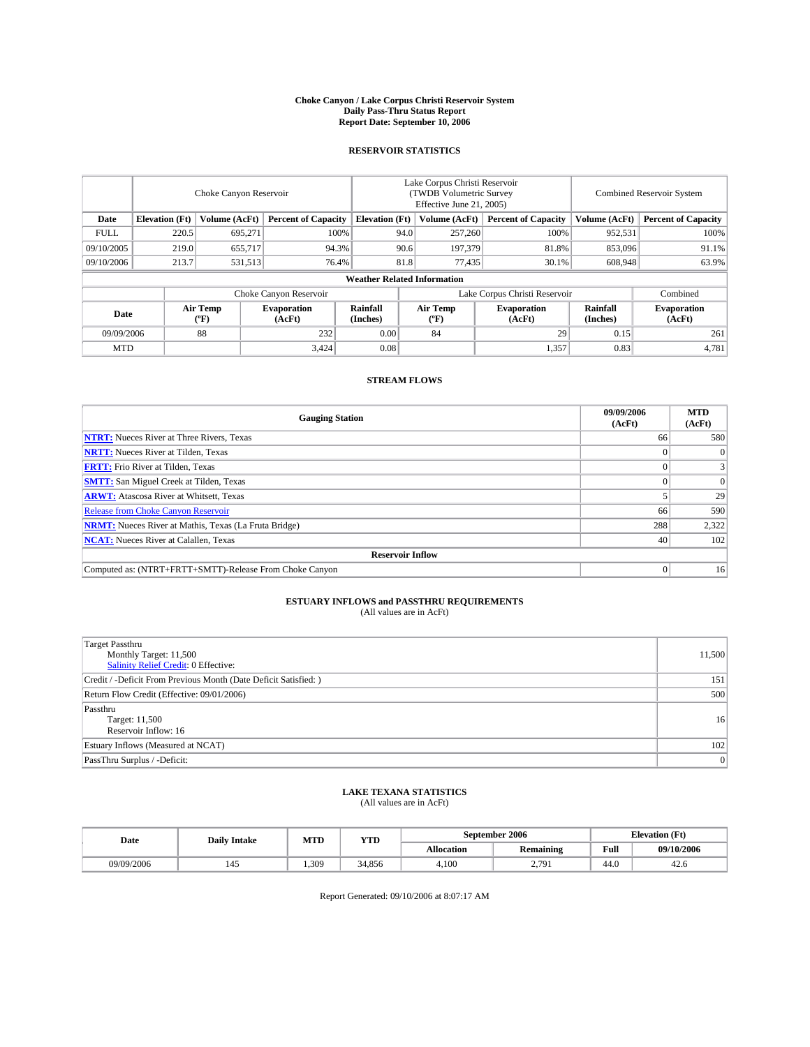# Choke Canyon / Lake Corpus Christi Reservoir System
## Daily Pass-Thru Status Report
### Report Date: September 10, 2006

## RESERVOIR STATISTICS

| | Choke Canyon Reservoir | | | Lake Corpus Christi Reservoir (TWDB Volumetric Survey Effective June 21, 2005) | | | Combined Reservoir System | |
|---|---|---|---|---|---|---|---|---|
| Date | Elevation (Ft) | Volume (AcFt) | Percent of Capacity | Elevation (Ft) | Volume (AcFt) | Percent of Capacity | Volume (AcFt) | Percent of Capacity |
| FULL | 220.5 | 695,271 | 100% | 94.0 | 257,260 | 100% | 952,531 | 100% |
| 09/10/2005 | 219.0 | 655,717 | 94.3% | 90.6 | 197,379 | 81.8% | 853,096 | 91.1% |
| 09/10/2006 | 213.7 | 531,513 | 76.4% | 81.8 | 77,435 | 30.1% | 608,948 | 63.9% |

**Weather Related Information**

| | Choke Canyon Reservoir | | | Lake Corpus Christi Reservoir | | | Combined |
|---|---|---|---|---|---|---|---|
| Date | Air Temp (ºF) | Evaporation (AcFt) | Rainfall (Inches) | Air Temp (ºF) | Evaporation (AcFt) | Rainfall (Inches) | Evaporation (AcFt) |
| 09/09/2006 | 88 | 232 | 0.00 | 84 | 29 | 0.15 | 261 |
| MTD | | 3,424 | 0.08 | | 1,357 | 0.83 | 4,781 |

## STREAM FLOWS

| Gauging Station | 09/09/2006 (AcFt) | MTD (AcFt) |
|---|---|---|
| **NTRT:** Nueces River at Three Rivers, Texas | 66 | 580 |
| **NRTT:** Nueces River at Tilden, Texas | 0 | 0 |
| **FRTT:** Frio River at Tilden, Texas | 0 | 3 |
| **SMTT:** San Miguel Creek at Tilden, Texas | 0 | 0 |
| **ARWT:** Atascosa River at Whitsett, Texas | 5 | 29 |
| Release from Choke Canyon Reservoir | 66 | 590 |
| **NRMT:** Nueces River at Mathis, Texas (La Fruta Bridge) | 288 | 2,322 |
| **NCAT:** Nueces River at Calallen, Texas | 40 | 102 |
| **Reservoir Inflow** | | |
| Computed as: (NTRT+FRTT+SMTT)-Release From Choke Canyon | 0 | 16 |

## ESTUARY INFLOWS and PASSTHRU REQUIREMENTS
(All values are in AcFt)

| | |
|---|---|
| Target Passthru<br>Monthly Target: 11,500<br>Salinity Relief Credit: 0 Effective: | 11,500 |
| Credit / -Deficit From Previous Month (Date Deficit Satisfied: ) | 151 |
| Return Flow Credit (Effective: 09/01/2006) | 500 |
| Passthru<br>Target: 11,500<br>Reservoir Inflow: 16 | 16 |
| Estuary Inflows (Measured at NCAT) | 102 |
| PassThru Surplus / -Deficit: | 0 |

## LAKE TEXANA STATISTICS
(All values are in AcFt)

| Date | Daily Intake | MTD | YTD | September 2006 | | Elevation (Ft) | |
|---|---|---|---|---|---|---|---|
| | | | | Allocation | Remaining | Full | 09/10/2006 |
| 09/09/2006 | 145 | 1,309 | 34,856 | 4,100 | 2,791 | 44.0 | 42.6 |

Report Generated: 09/10/2006 at 8:07:17 AM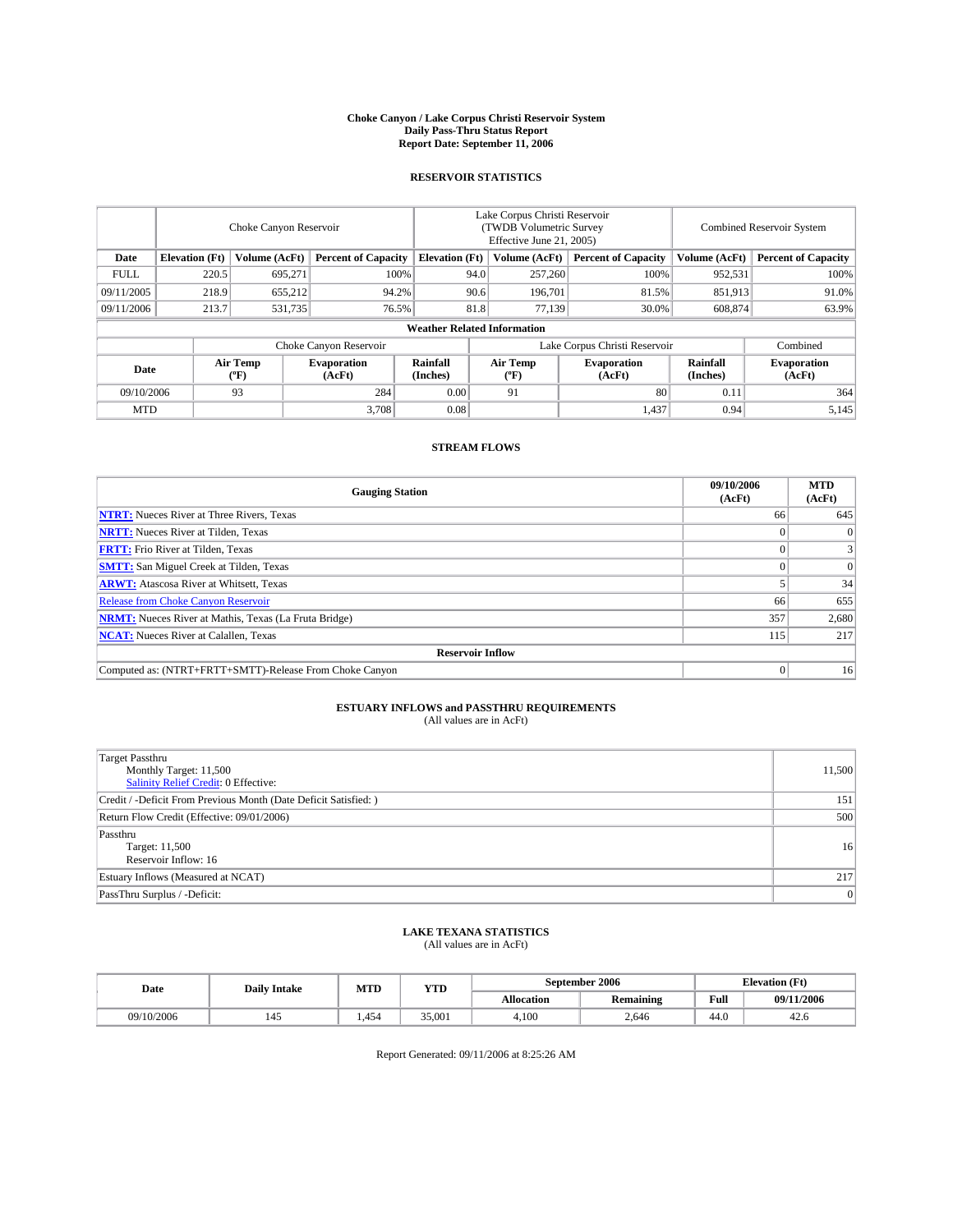# Choke Canyon / Lake Corpus Christi Reservoir System
## Daily Pass-Thru Status Report
### Report Date: September 11, 2006

## RESERVOIR STATISTICS

| | Choke Canyon Reservoir | | | Lake Corpus Christi Reservoir (TWDB Volumetric Survey Effective June 21, 2005) | | | Combined Reservoir System | |
|---|---|---|---|---|---|---|---|---|
| Date | Elevation (Ft) | Volume (AcFt) | Percent of Capacity | Elevation (Ft) | Volume (AcFt) | Percent of Capacity | Volume (AcFt) | Percent of Capacity |
| FULL | 220.5 | 695,271 | 100% | 94.0 | 257,260 | 100% | 952,531 | 100% |
| 09/11/2005 | 218.9 | 655,212 | 94.2% | 90.6 | 196,701 | 81.5% | 851,913 | 91.0% |
| 09/11/2006 | 213.7 | 531,735 | 76.5% | 81.8 | 77,139 | 30.0% | 608,874 | 63.9% |

**Weather Related Information**

| | Choke Canyon Reservoir | | | Lake Corpus Christi Reservoir | | | Combined |
|---|---|---|---|---|---|---|---|
| Date | Air Temp (°F) | Evaporation (AcFt) | Rainfall (Inches) | Air Temp (°F) | Evaporation (AcFt) | Rainfall (Inches) | Evaporation (AcFt) |
| 09/10/2006 | 93 | 284 | 0.00 | 91 | 80 | 0.11 | 364 |
| MTD | | 3,708 | 0.08 | | 1,437 | 0.94 | 5,145 |

## STREAM FLOWS

| Gauging Station | 09/10/2006 (AcFt) | MTD (AcFt) |
|---|---|---|
| NTRT: Nueces River at Three Rivers, Texas | 66 | 645 |
| NRTT: Nueces River at Tilden, Texas | 0 | 0 |
| FRTT: Frio River at Tilden, Texas | 0 | 3 |
| SMTT: San Miguel Creek at Tilden, Texas | 0 | 0 |
| ARWT: Atascosa River at Whitsett, Texas | 5 | 34 |
| Release from Choke Canyon Reservoir | 66 | 655 |
| NRMT: Nueces River at Mathis, Texas (La Fruta Bridge) | 357 | 2,680 |
| NCAT: Nueces River at Calallen, Texas | 115 | 217 |
| **Reservoir Inflow** | | |
| Computed as: (NTRT+FRTT+SMTT)-Release From Choke Canyon | 0 | 16 |

## ESTUARY INFLOWS and PASSTHRU REQUIREMENTS
(All values are in AcFt)

| | |
|---|---|
| Target Passthru<br>Monthly Target: 11,500<br>Salinity Relief Credit: 0 Effective: | 11,500 |
| Credit / -Deficit From Previous Month (Date Deficit Satisfied: ) | 151 |
| Return Flow Credit (Effective: 09/01/2006) | 500 |
| Passthru<br>Target: 11,500<br>Reservoir Inflow: 16 | 16 |
| Estuary Inflows (Measured at NCAT) | 217 |
| PassThru Surplus / -Deficit: | 0 |

## LAKE TEXANA STATISTICS
(All values are in AcFt)

| Date | Daily Intake | MTD | YTD | September 2006 | | Elevation (Ft) | |
|---|---|---|---|---|---|---|---|
| | | | | Allocation | Remaining | Full | 09/11/2006 |
| 09/10/2006 | 145 | 1,454 | 35,001 | 4,100 | 2,646 | 44.0 | 42.6 |

Report Generated: 09/11/2006 at 8:25:26 AM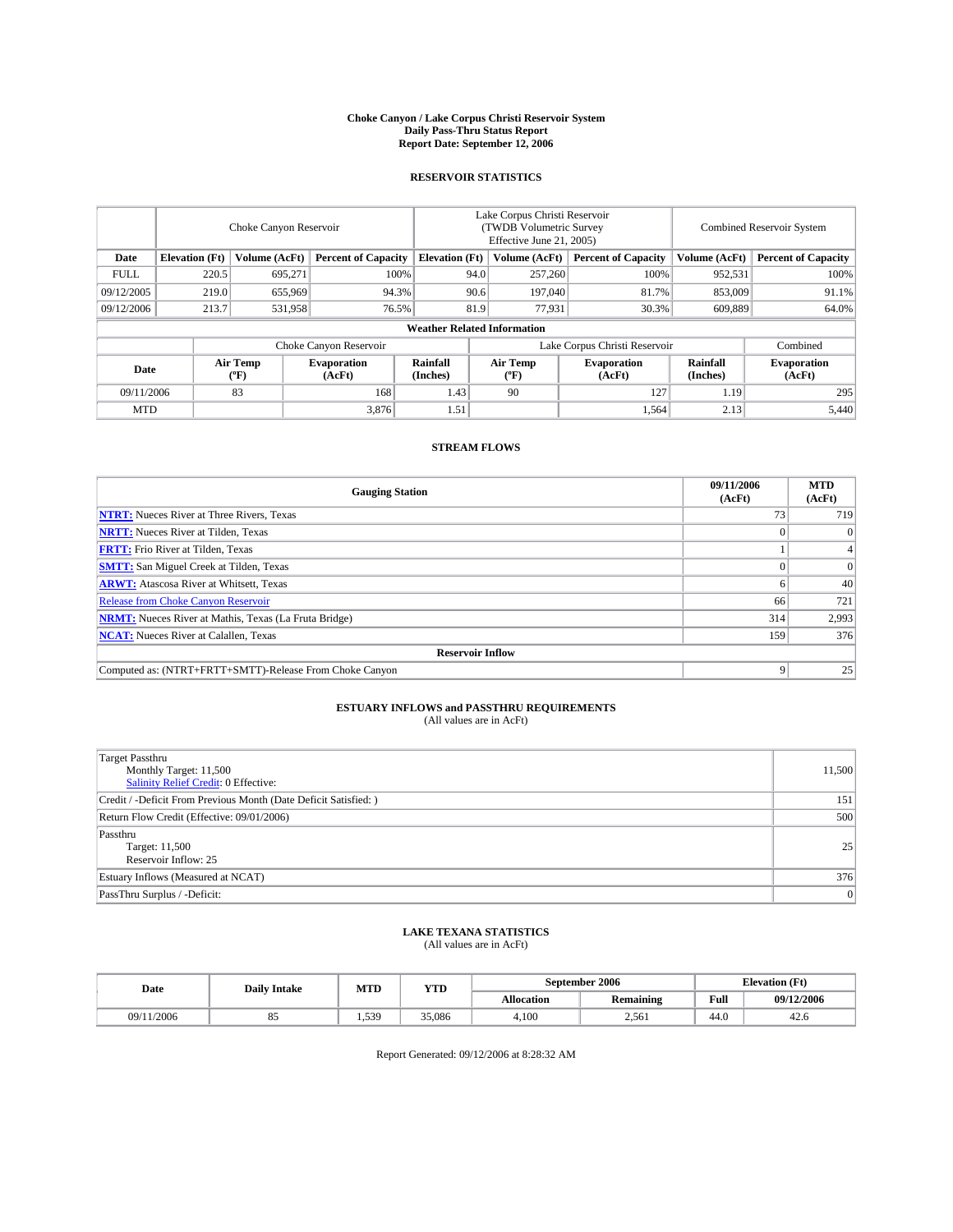# Choke Canyon / Lake Corpus Christi Reservoir System
## Daily Pass-Thru Status Report
## Report Date: September 12, 2006

### RESERVOIR STATISTICS

| | Choke Canyon Reservoir | | | Lake Corpus Christi Reservoir (TWDB Volumetric Survey Effective June 21, 2005) | | | Combined Reservoir System | |
|---|---|---|---|---|---|---|---|---|
| Date | Elevation (Ft) | Volume (AcFt) | Percent of Capacity | Elevation (Ft) | Volume (AcFt) | Percent of Capacity | Volume (AcFt) | Percent of Capacity |
| FULL | 220.5 | 695,271 | 100% | 94.0 | 257,260 | 100% | 952,531 | 100% |
| 09/12/2005 | 219.0 | 655,969 | 94.3% | 90.6 | 197,040 | 81.7% | 853,009 | 91.1% |
| 09/12/2006 | 213.7 | 531,958 | 76.5% | 81.9 | 77,931 | 30.3% | 609,889 | 64.0% |

**Weather Related Information**

| | Choke Canyon Reservoir | | | Lake Corpus Christi Reservoir | | | Combined |
|---|---|---|---|---|---|---|---|
| Date | Air Temp (°F) | Evaporation (AcFt) | Rainfall (Inches) | Air Temp (°F) | Evaporation (AcFt) | Rainfall (Inches) | Evaporation (AcFt) |
| 09/11/2006 | 83 | 168 | 1.43 | 90 | 127 | 1.19 | 295 |
| MTD | | 3,876 | 1.51 | | 1,564 | 2.13 | 5,440 |

### STREAM FLOWS

| Gauging Station | 09/11/2006 (AcFt) | MTD (AcFt) |
|---|---|---|
| **NTRT:** Nueces River at Three Rivers, Texas | 73 | 719 |
| **NRTT:** Nueces River at Tilden, Texas | 0 | 0 |
| **FRTT:** Frio River at Tilden, Texas | 1 | 4 |
| **SMTT:** San Miguel Creek at Tilden, Texas | 0 | 0 |
| **ARWT:** Atascosa River at Whitsett, Texas | 6 | 40 |
| Release from Choke Canyon Reservoir | 66 | 721 |
| **NRMT:** Nueces River at Mathis, Texas (La Fruta Bridge) | 314 | 2,993 |
| **NCAT:** Nueces River at Calallen, Texas | 159 | 376 |
| **Reservoir Inflow** | | |
| Computed as: (NTRT+FRTT+SMTT)-Release From Choke Canyon | 9 | 25 |

### ESTUARY INFLOWS and PASSTHRU REQUIREMENTS
(All values are in AcFt)

| | |
|---|---|
| Target Passthru<br>Monthly Target: 11,500<br>Salinity Relief Credit: 0 Effective: | 11,500 |
| Credit / -Deficit From Previous Month (Date Deficit Satisfied: ) | 151 |
| Return Flow Credit (Effective: 09/01/2006) | 500 |
| Passthru<br>Target: 11,500<br>Reservoir Inflow: 25 | 25 |
| Estuary Inflows (Measured at NCAT) | 376 |
| PassThru Surplus / -Deficit: | 0 |

### LAKE TEXANA STATISTICS
(All values are in AcFt)

| Date | Daily Intake | MTD | YTD | September 2006 | | Elevation (Ft) | |
|---|---|---|---|---|---|---|---|
| | | | | Allocation | Remaining | Full | 09/12/2006 |
| 09/11/2006 | 85 | 1,539 | 35,086 | 4,100 | 2,561 | 44.0 | 42.6 |

Report Generated: 09/12/2006 at 8:28:32 AM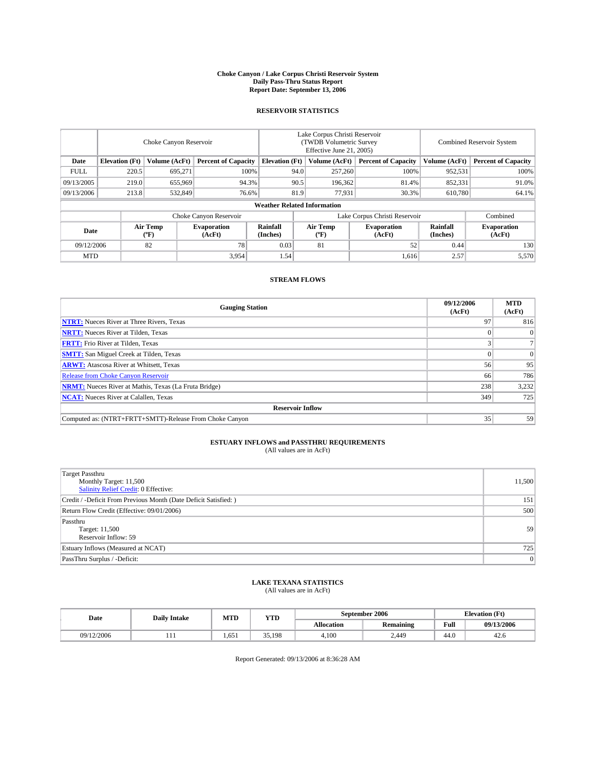# Choke Canyon / Lake Corpus Christi Reservoir System
## Daily Pass-Thru Status Report
### Report Date: September 13, 2006

## RESERVOIR STATISTICS

| | Choke Canyon Reservoir | | | Lake Corpus Christi Reservoir (TWDB Volumetric Survey Effective June 21, 2005) | | | Combined Reservoir System | |
|---|---|---|---|---|---|---|---|---|
| Date | Elevation (Ft) | Volume (AcFt) | Percent of Capacity | Elevation (Ft) | Volume (AcFt) | Percent of Capacity | Volume (AcFt) | Percent of Capacity |
| FULL | 220.5 | 695,271 | 100% | 94.0 | 257,260 | 100% | 952,531 | 100% |
| 09/13/2005 | 219.0 | 655,969 | 94.3% | 90.5 | 196,362 | 81.4% | 852,331 | 91.0% |
| 09/13/2006 | 213.8 | 532,849 | 76.6% | 81.9 | 77,931 | 30.3% | 610,780 | 64.1% |

### Weather Related Information

| | Choke Canyon Reservoir | | | Lake Corpus Christi Reservoir | | | Combined |
|---|---|---|---|---|---|---|---|
| Date | Air Temp (°F) | Evaporation (AcFt) | Rainfall (Inches) | Air Temp (°F) | Evaporation (AcFt) | Rainfall (Inches) | Evaporation (AcFt) |
| 09/12/2006 | 82 | 78 | 0.03 | 81 | 52 | 0.44 | 130 |
| MTD | | 3,954 | 1.54 | | 1,616 | 2.57 | 5,570 |

## STREAM FLOWS

| Gauging Station | 09/12/2006 (AcFt) | MTD (AcFt) |
|---|---|---|
| NTRT: Nueces River at Three Rivers, Texas | 97 | 816 |
| NRTT: Nueces River at Tilden, Texas | 0 | 0 |
| FRTT: Frio River at Tilden, Texas | 3 | 7 |
| SMTT: San Miguel Creek at Tilden, Texas | 0 | 0 |
| ARWT: Atascosa River at Whitsett, Texas | 56 | 95 |
| Release from Choke Canyon Reservoir | 66 | 786 |
| NRMT: Nueces River at Mathis, Texas (La Fruta Bridge) | 238 | 3,232 |
| NCAT: Nueces River at Calallen, Texas | 349 | 725 |
| **Reservoir Inflow** | | |
| Computed as: (NTRT+FRTT+SMTT)-Release From Choke Canyon | 35 | 59 |

## ESTUARY INFLOWS and PASSTHRU REQUIREMENTS
(All values are in AcFt)

| | |
|---|---|
| Target Passthru<br>Monthly Target: 11,500<br>Salinity Relief Credit: 0 Effective: | 11,500 |
| Credit / -Deficit From Previous Month (Date Deficit Satisfied: ) | 151 |
| Return Flow Credit (Effective: 09/01/2006) | 500 |
| Passthru<br>Target: 11,500<br>Reservoir Inflow: 59 | 59 |
| Estuary Inflows (Measured at NCAT) | 725 |
| PassThru Surplus / -Deficit: | 0 |

## LAKE TEXANA STATISTICS
(All values are in AcFt)

| Date | Daily Intake | MTD | YTD | September 2006 | | Elevation (Ft) | |
|---|---|---|---|---|---|---|---|
| | | | | Allocation | Remaining | Full | 09/13/2006 |
| 09/12/2006 | 111 | 1,651 | 35,198 | 4,100 | 2,449 | 44.0 | 42.6 |

Report Generated: 09/13/2006 at 8:36:28 AM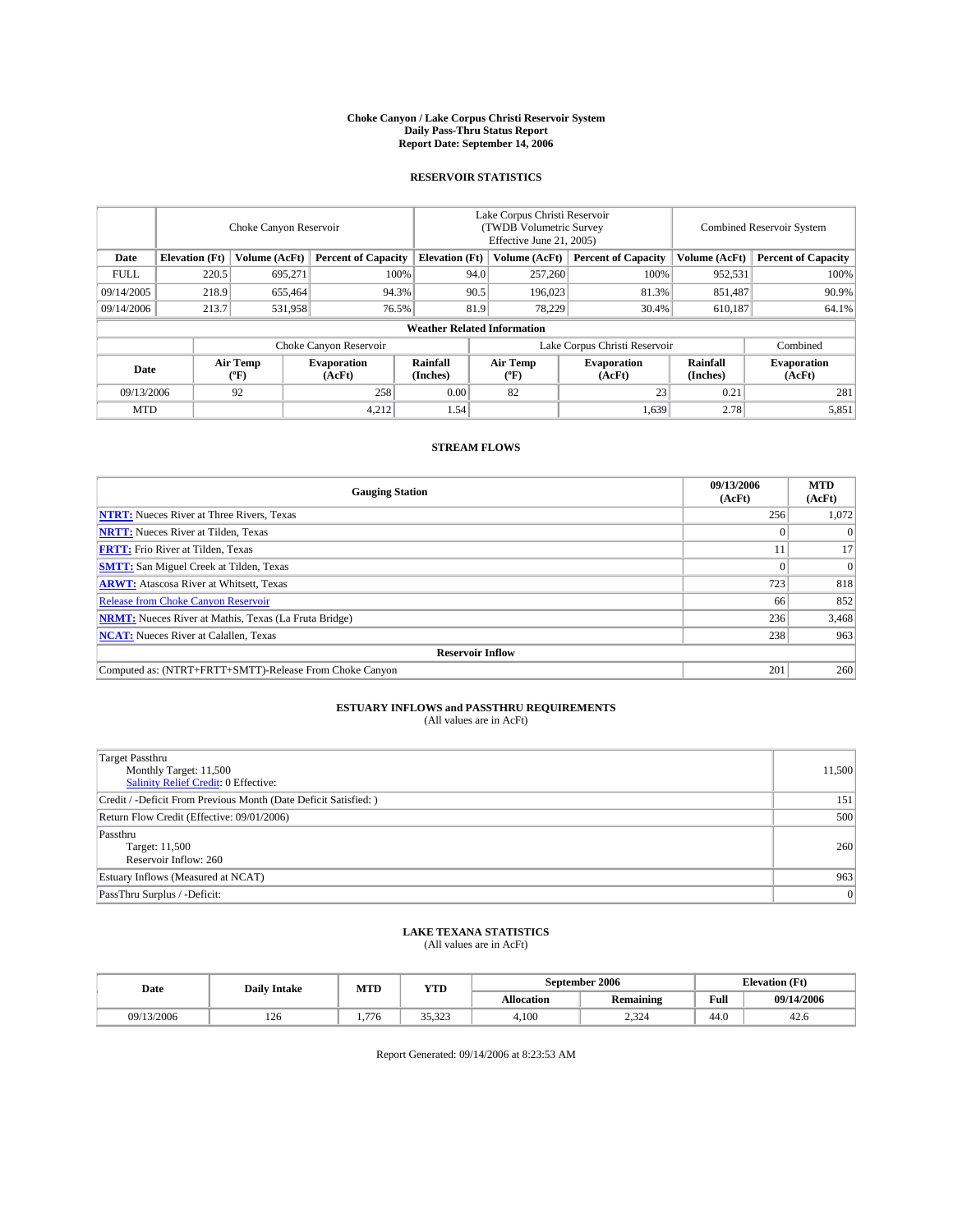# Choke Canyon / Lake Corpus Christi Reservoir System
## Daily Pass-Thru Status Report
### Report Date: September 14, 2006

## RESERVOIR STATISTICS

| | Choke Canyon Reservoir | | | Lake Corpus Christi Reservoir (TWDB Volumetric Survey Effective June 21, 2005) | | | Combined Reservoir System | |
|---|---|---|---|---|---|---|---|---|
| Date | Elevation (Ft) | Volume (AcFt) | Percent of Capacity | Elevation (Ft) | Volume (AcFt) | Percent of Capacity | Volume (AcFt) | Percent of Capacity |
| FULL | 220.5 | 695,271 | 100% | 94.0 | 257,260 | 100% | 952,531 | 100% |
| 09/14/2005 | 218.9 | 655,464 | 94.3% | 90.5 | 196,023 | 81.3% | 851,487 | 90.9% |
| 09/14/2006 | 213.7 | 531,958 | 76.5% | 81.9 | 78,229 | 30.4% | 610,187 | 64.1% |

**Weather Related Information**

| | Choke Canyon Reservoir | | | Lake Corpus Christi Reservoir | | | Combined |
|---|---|---|---|---|---|---|---|
| Date | Air Temp (ºF) | Evaporation (AcFt) | Rainfall (Inches) | Air Temp (ºF) | Evaporation (AcFt) | Rainfall (Inches) | Evaporation (AcFt) |
| 09/13/2006 | 92 | 258 | 0.00 | 82 | 23 | 0.21 | 281 |
| MTD | | 4,212 | 1.54 | | 1,639 | 2.78 | 5,851 |

## STREAM FLOWS

| Gauging Station | 09/13/2006 (AcFt) | MTD (AcFt) |
|---|---|---|
| **NTRT:** Nueces River at Three Rivers, Texas | 256 | 1,072 |
| **NRTT:** Nueces River at Tilden, Texas | 0 | 0 |
| **FRTT:** Frio River at Tilden, Texas | 11 | 17 |
| **SMTT:** San Miguel Creek at Tilden, Texas | 0 | 0 |
| **ARWT:** Atascosa River at Whitsett, Texas | 723 | 818 |
| Release from Choke Canyon Reservoir | 66 | 852 |
| **NRMT:** Nueces River at Mathis, Texas (La Fruta Bridge) | 236 | 3,468 |
| **NCAT:** Nueces River at Calallen, Texas | 238 | 963 |
| **Reservoir Inflow** | | |
| Computed as: (NTRT+FRTT+SMTT)-Release From Choke Canyon | 201 | 260 |

## ESTUARY INFLOWS and PASSTHRU REQUIREMENTS
(All values are in AcFt)

| | |
|---|---|
| Target Passthru<br>Monthly Target: 11,500<br>Salinity Relief Credit: 0 Effective: | 11,500 |
| Credit / -Deficit From Previous Month (Date Deficit Satisfied: ) | 151 |
| Return Flow Credit (Effective: 09/01/2006) | 500 |
| Passthru<br>Target: 11,500<br>Reservoir Inflow: 260 | 260 |
| Estuary Inflows (Measured at NCAT) | 963 |
| PassThru Surplus / -Deficit: | 0 |

## LAKE TEXANA STATISTICS
(All values are in AcFt)

| Date | Daily Intake | MTD | YTD | September 2006 | | Elevation (Ft) | |
|---|---|---|---|---|---|---|---|
| | | | | Allocation | Remaining | Full | 09/14/2006 |
| 09/13/2006 | 126 | 1,776 | 35,323 | 4,100 | 2,324 | 44.0 | 42.6 |

Report Generated: 09/14/2006 at 8:23:53 AM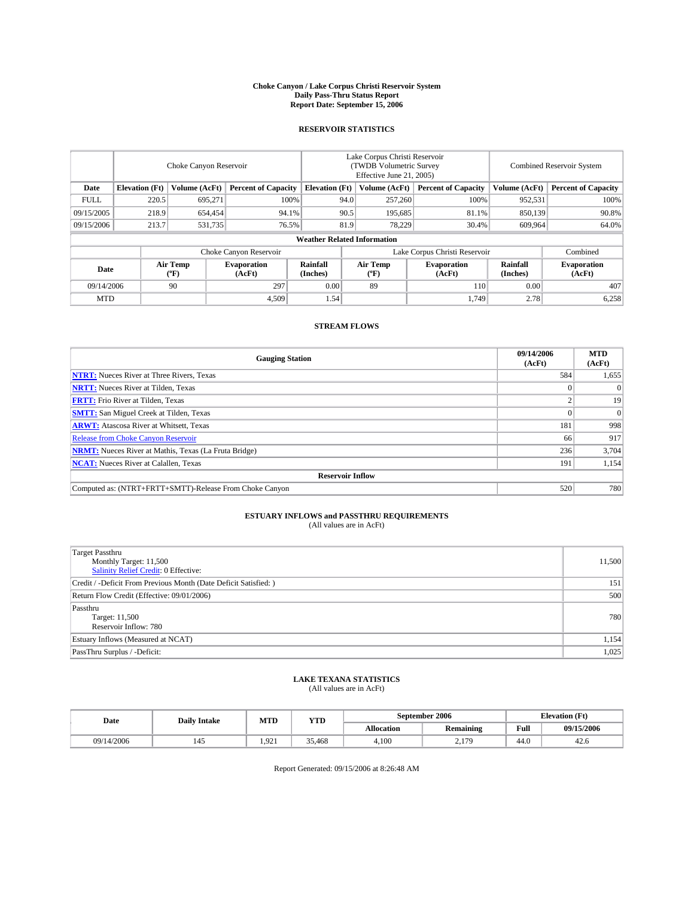# Choke Canyon / Lake Corpus Christi Reservoir System
## Daily Pass-Thru Status Report
## Report Date: September 15, 2006

### RESERVOIR STATISTICS

| | Choke Canyon Reservoir | | | Lake Corpus Christi Reservoir (TWDB Volumetric Survey Effective June 21, 2005) | | | Combined Reservoir System | |
|---|---|---|---|---|---|---|---|---|
| Date | Elevation (Ft) | Volume (AcFt) | Percent of Capacity | Elevation (Ft) | Volume (AcFt) | Percent of Capacity | Volume (AcFt) | Percent of Capacity |
| FULL | 220.5 | 695,271 | 100% | 94.0 | 257,260 | 100% | 952,531 | 100% |
| 09/15/2005 | 218.9 | 654,454 | 94.1% | 90.5 | 195,685 | 81.1% | 850,139 | 90.8% |
| 09/15/2006 | 213.7 | 531,735 | 76.5% | 81.9 | 78,229 | 30.4% | 609,964 | 64.0% |

**Weather Related Information**

| | Choke Canyon Reservoir | | | Lake Corpus Christi Reservoir | | | Combined |
|---|---|---|---|---|---|---|---|
| Date | Air Temp (ºF) | Evaporation (AcFt) | Rainfall (Inches) | Air Temp (ºF) | Evaporation (AcFt) | Rainfall (Inches) | Evaporation (AcFt) |
| 09/14/2006 | 90 | 297 | 0.00 | 89 | 110 | 0.00 | 407 |
| MTD | | 4,509 | 1.54 | | 1,749 | 2.78 | 6,258 |

### STREAM FLOWS

| Gauging Station | 09/14/2006 (AcFt) | MTD (AcFt) |
|---|---|---|
| **NTRT:** Nueces River at Three Rivers, Texas | 584 | 1,655 |
| **NRTT:** Nueces River at Tilden, Texas | 0 | 0 |
| **FRTT:** Frio River at Tilden, Texas | 2 | 19 |
| **SMTT:** San Miguel Creek at Tilden, Texas | 0 | 0 |
| **ARWT:** Atascosa River at Whitsett, Texas | 181 | 998 |
| Release from Choke Canyon Reservoir | 66 | 917 |
| **NRMT:** Nueces River at Mathis, Texas (La Fruta Bridge) | 236 | 3,704 |
| **NCAT:** Nueces River at Calallen, Texas | 191 | 1,154 |
| **Reservoir Inflow** | | |
| Computed as: (NTRT+FRTT+SMTT)-Release From Choke Canyon | 520 | 780 |

### ESTUARY INFLOWS and PASSTHRU REQUIREMENTS
(All values are in AcFt)

| | |
|---|---|
| Target Passthru<br>Monthly Target: 11,500<br>Salinity Relief Credit: 0 Effective: | 11,500 |
| Credit / -Deficit From Previous Month (Date Deficit Satisfied: ) | 151 |
| Return Flow Credit (Effective: 09/01/2006) | 500 |
| Passthru<br>Target: 11,500<br>Reservoir Inflow: 780 | 780 |
| Estuary Inflows (Measured at NCAT) | 1,154 |
| PassThru Surplus / -Deficit: | 1,025 |

### LAKE TEXANA STATISTICS
(All values are in AcFt)

| Date | Daily Intake | MTD | YTD | September 2006 | | Elevation (Ft) | |
|---|---|---|---|---|---|---|---|
| | | | | Allocation | Remaining | Full | 09/15/2006 |
| 09/14/2006 | 145 | 1,921 | 35,468 | 4,100 | 2,179 | 44.0 | 42.6 |

Report Generated: 09/15/2006 at 8:26:48 AM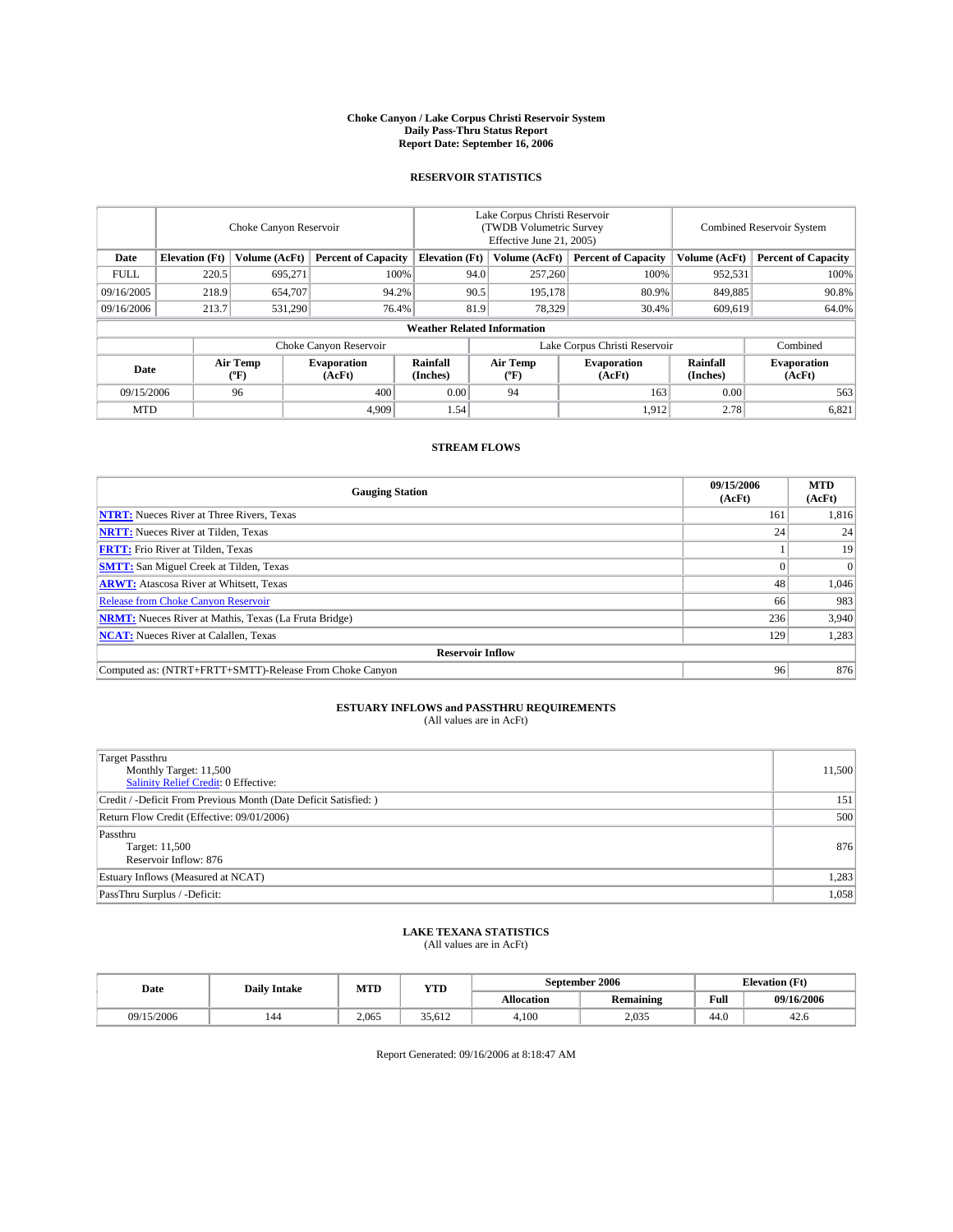# Choke Canyon / Lake Corpus Christi Reservoir System
## Daily Pass-Thru Status Report
### Report Date: September 16, 2006

## RESERVOIR STATISTICS

| | Choke Canyon Reservoir | | | Lake Corpus Christi Reservoir (TWDB Volumetric Survey Effective June 21, 2005) | | | Combined Reservoir System | |
|---|---|---|---|---|---|---|---|---|
| Date | Elevation (Ft) | Volume (AcFt) | Percent of Capacity | Elevation (Ft) | Volume (AcFt) | Percent of Capacity | Volume (AcFt) | Percent of Capacity |
| FULL | 220.5 | 695,271 | 100% | 94.0 | 257,260 | 100% | 952,531 | 100% |
| 09/16/2005 | 218.9 | 654,707 | 94.2% | 90.5 | 195,178 | 80.9% | 849,885 | 90.8% |
| 09/16/2006 | 213.7 | 531,290 | 76.4% | 81.9 | 78,329 | 30.4% | 609,619 | 64.0% |

**Weather Related Information**

| | Choke Canyon Reservoir | | | Lake Corpus Christi Reservoir | | | Combined |
|---|---|---|---|---|---|---|---|
| Date | Air Temp (ºF) | Evaporation (AcFt) | Rainfall (Inches) | Air Temp (ºF) | Evaporation (AcFt) | Rainfall (Inches) | Evaporation (AcFt) |
| 09/15/2006 | 96 | 400 | 0.00 | 94 | 163 | 0.00 | 563 |
| MTD | | 4,909 | 1.54 | | 1,912 | 2.78 | 6,821 |

## STREAM FLOWS

| Gauging Station | 09/15/2006 (AcFt) | MTD (AcFt) |
|---|---|---|
| **NTRT:** Nueces River at Three Rivers, Texas | 161 | 1,816 |
| **NRTT:** Nueces River at Tilden, Texas | 24 | 24 |
| **FRTT:** Frio River at Tilden, Texas | 1 | 19 |
| **SMTT:** San Miguel Creek at Tilden, Texas | 0 | 0 |
| **ARWT:** Atascosa River at Whitsett, Texas | 48 | 1,046 |
| Release from Choke Canyon Reservoir | 66 | 983 |
| **NRMT:** Nueces River at Mathis, Texas (La Fruta Bridge) | 236 | 3,940 |
| **NCAT:** Nueces River at Calallen, Texas | 129 | 1,283 |
| **Reservoir Inflow** | | |
| Computed as: (NTRT+FRTT+SMTT)-Release From Choke Canyon | 96 | 876 |

## ESTUARY INFLOWS and PASSTHRU REQUIREMENTS
(All values are in AcFt)

| | |
|---|---|
| Target Passthru<br>Monthly Target: 11,500<br>Salinity Relief Credit: 0 Effective: | 11,500 |
| Credit / -Deficit From Previous Month (Date Deficit Satisfied: ) | 151 |
| Return Flow Credit (Effective: 09/01/2006) | 500 |
| Passthru<br>Target: 11,500<br>Reservoir Inflow: 876 | 876 |
| Estuary Inflows (Measured at NCAT) | 1,283 |
| PassThru Surplus / -Deficit: | 1,058 |

## LAKE TEXANA STATISTICS
(All values are in AcFt)

| Date | Daily Intake | MTD | YTD | September 2006 | | Elevation (Ft) | |
|---|---|---|---|---|---|---|---|
| | | | | Allocation | Remaining | Full | 09/16/2006 |
| 09/15/2006 | 144 | 2,065 | 35,612 | 4,100 | 2,035 | 44.0 | 42.6 |

Report Generated: 09/16/2006 at 8:18:47 AM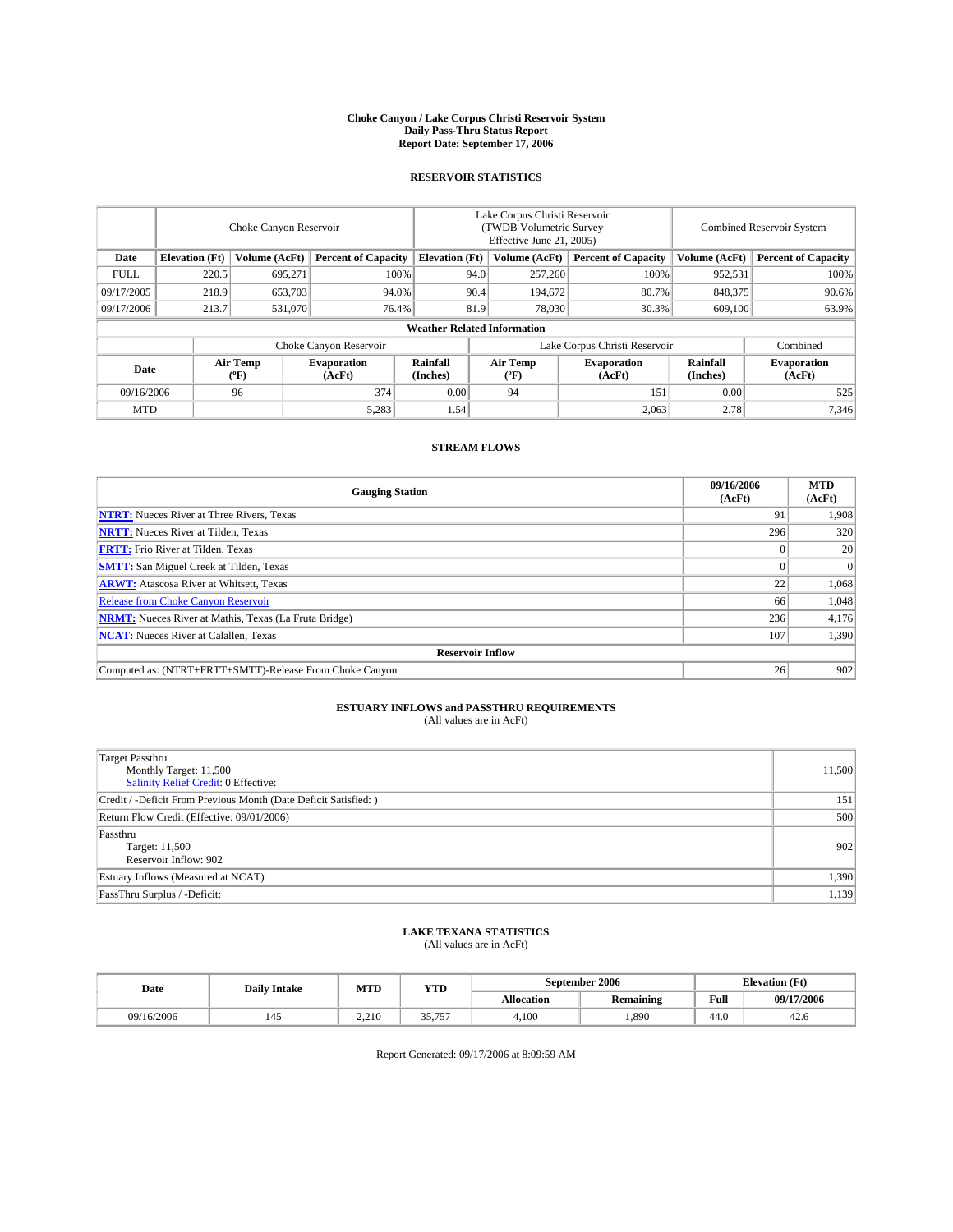# Choke Canyon / Lake Corpus Christi Reservoir System
## Daily Pass-Thru Status Report
### Report Date: September 17, 2006

## RESERVOIR STATISTICS

| | Choke Canyon Reservoir | | | Lake Corpus Christi Reservoir (TWDB Volumetric Survey Effective June 21, 2005) | | | Combined Reservoir System | |
|---|---|---|---|---|---|---|---|---|
| Date | Elevation (Ft) | Volume (AcFt) | Percent of Capacity | Elevation (Ft) | Volume (AcFt) | Percent of Capacity | Volume (AcFt) | Percent of Capacity |
| FULL | 220.5 | 695,271 | 100% | 94.0 | 257,260 | 100% | 952,531 | 100% |
| 09/17/2005 | 218.9 | 653,703 | 94.0% | 90.4 | 194,672 | 80.7% | 848,375 | 90.6% |
| 09/17/2006 | 213.7 | 531,070 | 76.4% | 81.9 | 78,030 | 30.3% | 609,100 | 63.9% |

**Weather Related Information**

| | Choke Canyon Reservoir | | | Lake Corpus Christi Reservoir | | | Combined |
|---|---|---|---|---|---|---|---|
| Date | Air Temp (ºF) | Evaporation (AcFt) | Rainfall (Inches) | Air Temp (ºF) | Evaporation (AcFt) | Rainfall (Inches) | Evaporation (AcFt) |
| 09/16/2006 | 96 | 374 | 0.00 | 94 | 151 | 0.00 | 525 |
| MTD | | 5,283 | 1.54 | | 2,063 | 2.78 | 7,346 |

## STREAM FLOWS

| Gauging Station | 09/16/2006 (AcFt) | MTD (AcFt) |
|---|---|---|
| **NTRT:** Nueces River at Three Rivers, Texas | 91 | 1,908 |
| **NRTT:** Nueces River at Tilden, Texas | 296 | 320 |
| **FRTT:** Frio River at Tilden, Texas | 0 | 20 |
| **SMTT:** San Miguel Creek at Tilden, Texas | 0 | 0 |
| **ARWT:** Atascosa River at Whitsett, Texas | 22 | 1,068 |
| Release from Choke Canyon Reservoir | 66 | 1,048 |
| **NRMT:** Nueces River at Mathis, Texas (La Fruta Bridge) | 236 | 4,176 |
| **NCAT:** Nueces River at Calallen, Texas | 107 | 1,390 |
| **Reservoir Inflow** | | |
| Computed as: (NTRT+FRTT+SMTT)-Release From Choke Canyon | 26 | 902 |

## ESTUARY INFLOWS and PASSTHRU REQUIREMENTS
(All values are in AcFt)

| | |
|---|---|
| Target Passthru<br>Monthly Target: 11,500<br>Salinity Relief Credit: 0 Effective: | 11,500 |
| Credit / -Deficit From Previous Month (Date Deficit Satisfied: ) | 151 |
| Return Flow Credit (Effective: 09/01/2006) | 500 |
| Passthru<br>Target: 11,500<br>Reservoir Inflow: 902 | 902 |
| Estuary Inflows (Measured at NCAT) | 1,390 |
| PassThru Surplus / -Deficit: | 1,139 |

## LAKE TEXANA STATISTICS
(All values are in AcFt)

| Date | Daily Intake | MTD | YTD | September 2006 | | Elevation (Ft) | |
|---|---|---|---|---|---|---|---|
| | | | | Allocation | Remaining | Full | 09/17/2006 |
| 09/16/2006 | 145 | 2,210 | 35,757 | 4,100 | 1,890 | 44.0 | 42.6 |

Report Generated: 09/17/2006 at 8:09:59 AM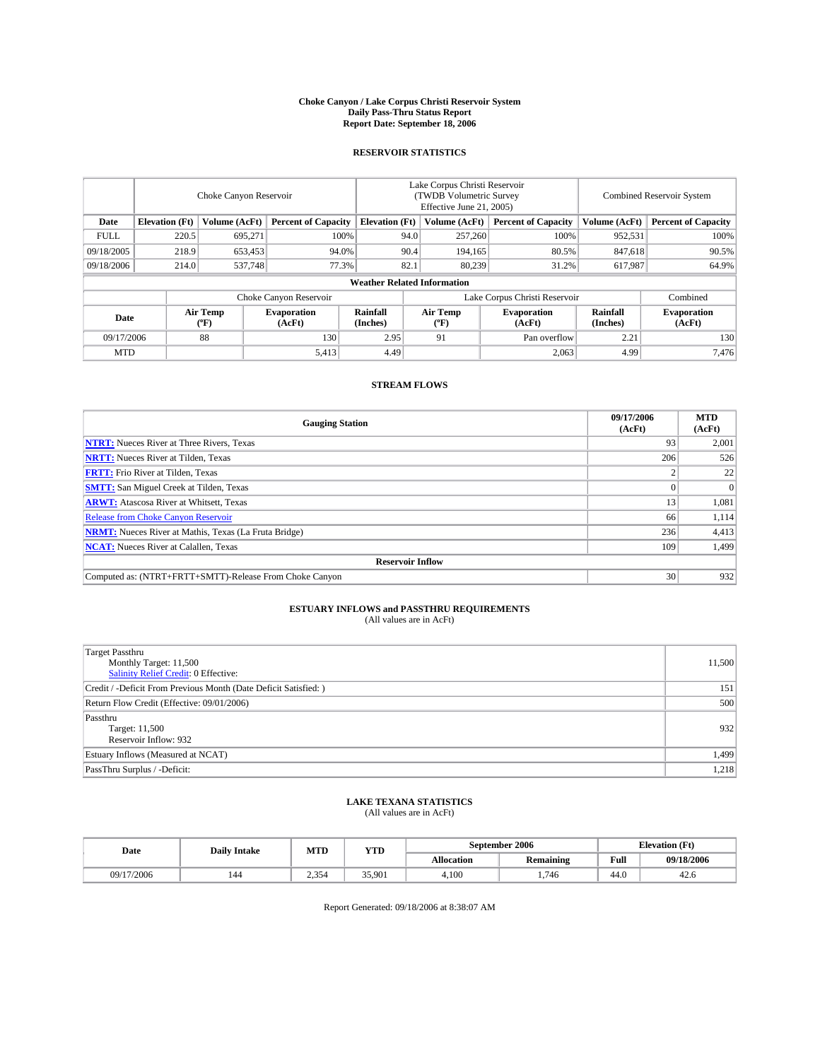# Choke Canyon / Lake Corpus Christi Reservoir System
## Daily Pass-Thru Status Report
### Report Date: September 18, 2006

## RESERVOIR STATISTICS

| | Choke Canyon Reservoir | | | Lake Corpus Christi Reservoir (TWDB Volumetric Survey Effective June 21, 2005) | | | Combined Reservoir System | |
|---|---|---|---|---|---|---|---|---|
| Date | Elevation (Ft) | Volume (AcFt) | Percent of Capacity | Elevation (Ft) | Volume (AcFt) | Percent of Capacity | Volume (AcFt) | Percent of Capacity |
| FULL | 220.5 | 695,271 | 100% | 94.0 | 257,260 | 100% | 952,531 | 100% |
| 09/18/2005 | 218.9 | 653,453 | 94.0% | 90.4 | 194,165 | 80.5% | 847,618 | 90.5% |
| 09/18/2006 | 214.0 | 537,748 | 77.3% | 82.1 | 80,239 | 31.2% | 617,987 | 64.9% |

**Weather Related Information**

| | Choke Canyon Reservoir | | | Lake Corpus Christi Reservoir | | | Combined |
|---|---|---|---|---|---|---|---|
| Date | Air Temp (°F) | Evaporation (AcFt) | Rainfall (Inches) | Air Temp (°F) | Evaporation (AcFt) | Rainfall (Inches) | Evaporation (AcFt) |
| 09/17/2006 | 88 | 130 | 2.95 | 91 | Pan overflow | 2.21 | 130 |
| MTD | | 5,413 | 4.49 | | 2,063 | 4.99 | 7,476 |

## STREAM FLOWS

| Gauging Station | 09/17/2006 (AcFt) | MTD (AcFt) |
|---|---|---|
| **NTRT:** Nueces River at Three Rivers, Texas | 93 | 2,001 |
| **NRTT:** Nueces River at Tilden, Texas | 206 | 526 |
| **FRTT:** Frio River at Tilden, Texas | 2 | 22 |
| **SMTT:** San Miguel Creek at Tilden, Texas | 0 | 0 |
| **ARWT:** Atascosa River at Whitsett, Texas | 13 | 1,081 |
| Release from Choke Canyon Reservoir | 66 | 1,114 |
| **NRMT:** Nueces River at Mathis, Texas (La Fruta Bridge) | 236 | 4,413 |
| **NCAT:** Nueces River at Calallen, Texas | 109 | 1,499 |
| **Reservoir Inflow** | | |
| Computed as: (NTRT+FRTT+SMTT)-Release From Choke Canyon | 30 | 932 |

## ESTUARY INFLOWS and PASSTHRU REQUIREMENTS
(All values are in AcFt)

| | |
|---|---|
| Target Passthru<br>Monthly Target: 11,500<br>Salinity Relief Credit: 0 Effective: | 11,500 |
| Credit / -Deficit From Previous Month (Date Deficit Satisfied: ) | 151 |
| Return Flow Credit (Effective: 09/01/2006) | 500 |
| Passthru<br>Target: 11,500<br>Reservoir Inflow: 932 | 932 |
| Estuary Inflows (Measured at NCAT) | 1,499 |
| PassThru Surplus / -Deficit: | 1,218 |

## LAKE TEXANA STATISTICS
(All values are in AcFt)

| Date | Daily Intake | MTD | YTD | September 2006 | | Elevation (Ft) | |
|---|---|---|---|---|---|---|---|
| | | | | Allocation | Remaining | Full | 09/18/2006 |
| 09/17/2006 | 144 | 2,354 | 35,901 | 4,100 | 1,746 | 44.0 | 42.6 |

Report Generated: 09/18/2006 at 8:38:07 AM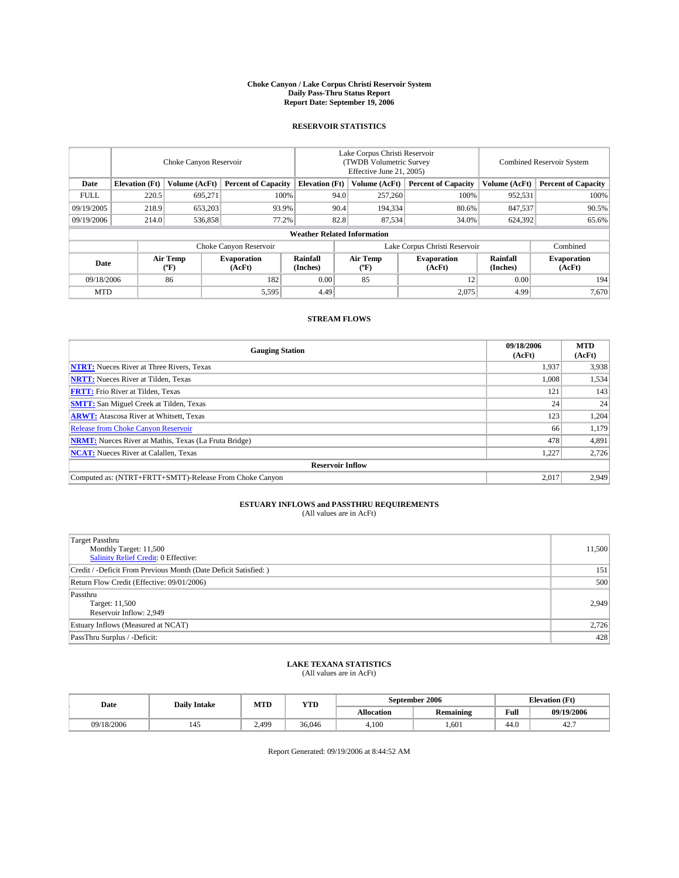# Choke Canyon / Lake Corpus Christi Reservoir System
## Daily Pass-Thru Status Report
## Report Date: September 19, 2006

### RESERVOIR STATISTICS

| | Choke Canyon Reservoir | | | Lake Corpus Christi Reservoir (TWDB Volumetric Survey Effective June 21, 2005) | | | Combined Reservoir System | |
|---|---|---|---|---|---|---|---|---|
| **Date** | **Elevation (Ft)** | **Volume (AcFt)** | **Percent of Capacity** | **Elevation (Ft)** | **Volume (AcFt)** | **Percent of Capacity** | **Volume (AcFt)** | **Percent of Capacity** |
| FULL | 220.5 | 695,271 | 100% | 94.0 | 257,260 | 100% | 952,531 | 100% |
| 09/19/2005 | 218.9 | 653,203 | 93.9% | 90.4 | 194,334 | 80.6% | 847,537 | 90.5% |
| 09/19/2006 | 214.0 | 536,858 | 77.2% | 82.8 | 87,534 | 34.0% | 624,392 | 65.6% |

**Weather Related Information**

| | Choke Canyon Reservoir | | | Lake Corpus Christi Reservoir | | | Combined |
|---|---|---|---|---|---|---|---|
| **Date** | **Air Temp (°F)** | **Evaporation (AcFt)** | **Rainfall (Inches)** | **Air Temp (°F)** | **Evaporation (AcFt)** | **Rainfall (Inches)** | **Evaporation (AcFt)** |
| 09/18/2006 | 86 | 182 | 0.00 | 85 | 12 | 0.00 | 194 |
| MTD | | 5,595 | 4.49 | | 2,075 | 4.99 | 7,670 |

### STREAM FLOWS

| Gauging Station | 09/18/2006 (AcFt) | MTD (AcFt) |
|---|---|---|
| **NTRT:** Nueces River at Three Rivers, Texas | 1,937 | 3,938 |
| **NRTT:** Nueces River at Tilden, Texas | 1,008 | 1,534 |
| **FRTT:** Frio River at Tilden, Texas | 121 | 143 |
| **SMTT:** San Miguel Creek at Tilden, Texas | 24 | 24 |
| **ARWT:** Atascosa River at Whitsett, Texas | 123 | 1,204 |
| Release from Choke Canyon Reservoir | 66 | 1,179 |
| **NRMT:** Nueces River at Mathis, Texas (La Fruta Bridge) | 478 | 4,891 |
| **NCAT:** Nueces River at Calallen, Texas | 1,227 | 2,726 |
| **Reservoir Inflow** | | |
| Computed as: (NTRT+FRTT+SMTT)-Release From Choke Canyon | 2,017 | 2,949 |

### ESTUARY INFLOWS and PASSTHRU REQUIREMENTS
(All values are in AcFt)

| | |
|---|---|
| Target Passthru<br>Monthly Target: 11,500<br>Salinity Relief Credit: 0 Effective: | 11,500 |
| Credit / -Deficit From Previous Month (Date Deficit Satisfied: ) | 151 |
| Return Flow Credit (Effective: 09/01/2006) | 500 |
| Passthru<br>Target: 11,500<br>Reservoir Inflow: 2,949 | 2,949 |
| Estuary Inflows (Measured at NCAT) | 2,726 |
| PassThru Surplus / -Deficit: | 428 |

### LAKE TEXANA STATISTICS
(All values are in AcFt)

| Date | Daily Intake | MTD | YTD | September 2006 | | Elevation (Ft) | |
|---|---|---|---|---|---|---|---|
| | | | | **Allocation** | **Remaining** | **Full** | **09/19/2006** |
| 09/18/2006 | 145 | 2,499 | 36,046 | 4,100 | 1,601 | 44.0 | 42.7 |

Report Generated: 09/19/2006 at 8:44:52 AM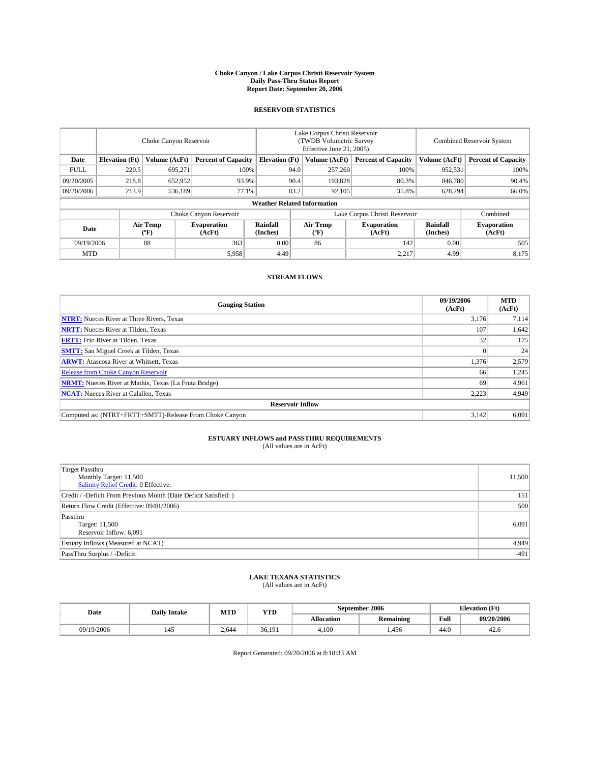**Choke Canyon / Lake Corpus Christi Reservoir System**
**Daily Pass-Thru Status Report**
**Report Date: September 20, 2006**

## RESERVOIR STATISTICS

| | Choke Canyon Reservoir | | | Lake Corpus Christi Reservoir (TWDB Volumetric Survey Effective June 21, 2005) | | | Combined Reservoir System | |
|---|---|---|---|---|---|---|---|---|
| **Date** | **Elevation (Ft)** | **Volume (AcFt)** | **Percent of Capacity** | **Elevation (Ft)** | **Volume (AcFt)** | **Percent of Capacity** | **Volume (AcFt)** | **Percent of Capacity** |
| FULL | 220.5 | 695,271 | 100% | 94.0 | 257,260 | 100% | 952,531 | 100% |
| 09/20/2005 | 218.8 | 652,952 | 93.9% | 90.4 | 193,828 | 80.3% | 846,780 | 90.4% |
| 09/20/2006 | 213.9 | 536,189 | 77.1% | 83.2 | 92,105 | 35.8% | 628,294 | 66.0% |

**Weather Related Information**

| | Choke Canyon Reservoir | | | Lake Corpus Christi Reservoir | | | Combined |
|---|---|---|---|---|---|---|---|
| **Date** | **Air Temp (ºF)** | **Evaporation (AcFt)** | **Rainfall (Inches)** | **Air Temp (ºF)** | **Evaporation (AcFt)** | **Rainfall (Inches)** | **Evaporation (AcFt)** |
| 09/19/2006 | 88 | 363 | 0.00 | 86 | 142 | 0.00 | 505 |
| MTD | | 5,958 | 4.49 | | 2,217 | 4.99 | 8,175 |

## STREAM FLOWS

| Gauging Station | 09/19/2006 (AcFt) | MTD (AcFt) |
|---|---|---|
| **NTRT:** Nueces River at Three Rivers, Texas | 3,176 | 7,114 |
| **NRTT:** Nueces River at Tilden, Texas | 107 | 1,642 |
| **FRTT:** Frio River at Tilden, Texas | 32 | 175 |
| **SMTT:** San Miguel Creek at Tilden, Texas | 0 | 24 |
| **ARWT:** Atascosa River at Whitsett, Texas | 1,376 | 2,579 |
| Release from Choke Canyon Reservoir | 66 | 1,245 |
| **NRMT:** Nueces River at Mathis, Texas (La Fruta Bridge) | 69 | 4,961 |
| **NCAT:** Nueces River at Calallen, Texas | 2,223 | 4,949 |
| **Reservoir Inflow** | | |
| Computed as: (NTRT+FRTT+SMTT)-Release From Choke Canyon | 3,142 | 6,091 |

## ESTUARY INFLOWS and PASSTHRU REQUIREMENTS

(All values are in AcFt)

| | |
|---|---|
| Target Passthru<br>Monthly Target: 11,500<br>Salinity Relief Credit: 0 Effective: | 11,500 |
| Credit / -Deficit From Previous Month (Date Deficit Satisfied: ) | 151 |
| Return Flow Credit (Effective: 09/01/2006) | 500 |
| Passthru<br>Target: 11,500<br>Reservoir Inflow: 6,091 | 6,091 |
| Estuary Inflows (Measured at NCAT) | 4,949 |
| PassThru Surplus / -Deficit: | -491 |

## LAKE TEXANA STATISTICS

(All values are in AcFt)

| Date | Daily Intake | MTD | YTD | September 2006 | | Elevation (Ft) | |
|---|---|---|---|---|---|---|---|
| | | | | **Allocation** | **Remaining** | **Full** | **09/20/2006** |
| 09/19/2006 | 145 | 2,644 | 36,191 | 4,100 | 1,456 | 44.0 | 42.6 |

Report Generated: 09/20/2006 at 8:18:33 AM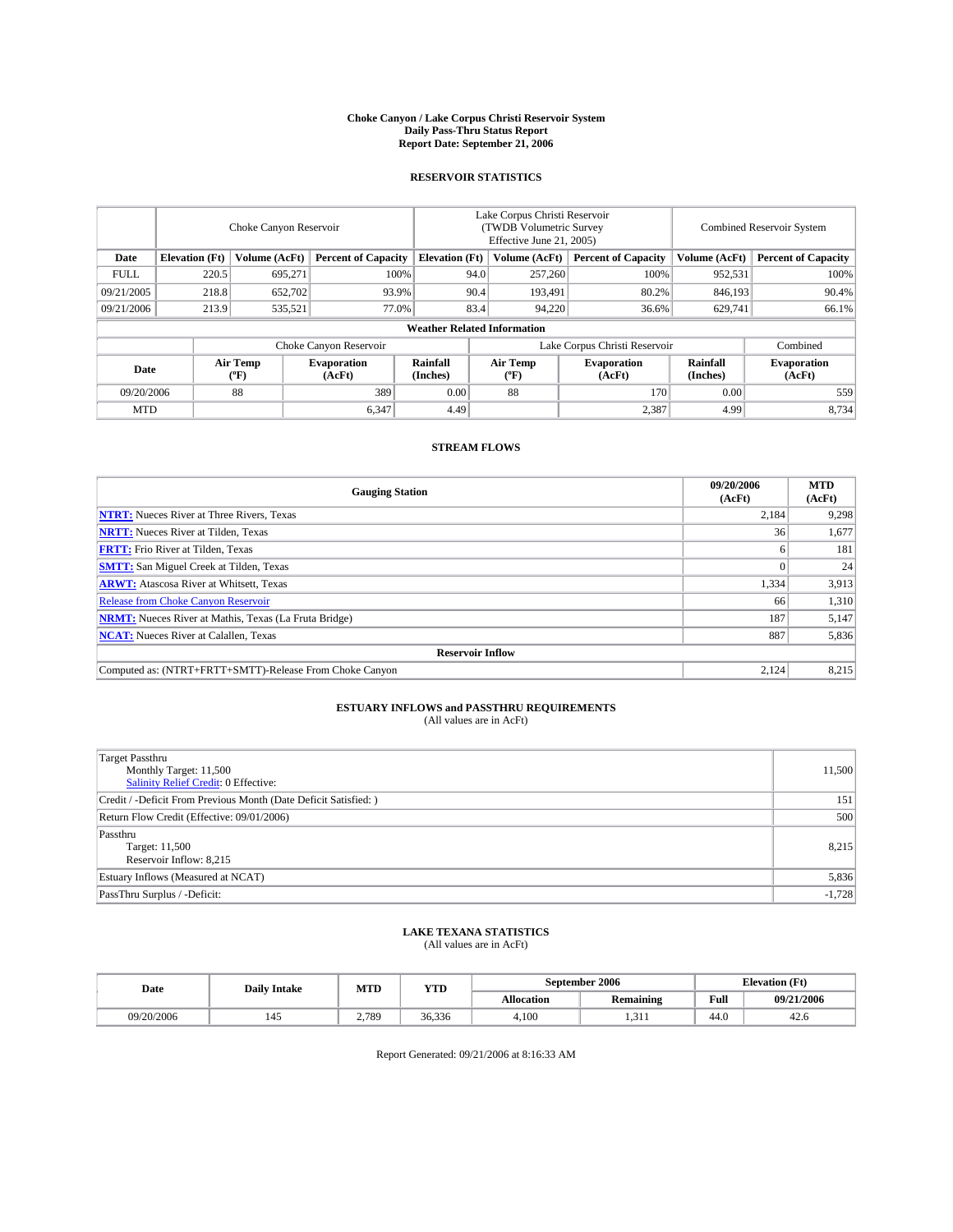# Choke Canyon / Lake Corpus Christi Reservoir System
## Daily Pass-Thru Status Report
### Report Date: September 21, 2006

## RESERVOIR STATISTICS

| | Choke Canyon Reservoir | | | Lake Corpus Christi Reservoir (TWDB Volumetric Survey Effective June 21, 2005) | | | Combined Reservoir System | |
|---|---|---|---|---|---|---|---|---|
| Date | Elevation (Ft) | Volume (AcFt) | Percent of Capacity | Elevation (Ft) | Volume (AcFt) | Percent of Capacity | Volume (AcFt) | Percent of Capacity |
| FULL | 220.5 | 695,271 | 100% | 94.0 | 257,260 | 100% | 952,531 | 100% |
| 09/21/2005 | 218.8 | 652,702 | 93.9% | 90.4 | 193,491 | 80.2% | 846,193 | 90.4% |
| 09/21/2006 | 213.9 | 535,521 | 77.0% | 83.4 | 94,220 | 36.6% | 629,741 | 66.1% |

**Weather Related Information**

| | Choke Canyon Reservoir | | | Lake Corpus Christi Reservoir | | | Combined |
|---|---|---|---|---|---|---|---|
| Date | Air Temp (ºF) | Evaporation (AcFt) | Rainfall (Inches) | Air Temp (ºF) | Evaporation (AcFt) | Rainfall (Inches) | Evaporation (AcFt) |
| 09/20/2006 | 88 | 389 | 0.00 | 88 | 170 | 0.00 | 559 |
| MTD | | 6,347 | 4.49 | | 2,387 | 4.99 | 8,734 |

## STREAM FLOWS

| Gauging Station | 09/20/2006 (AcFt) | MTD (AcFt) |
|---|---|---|
| **NTRT:** Nueces River at Three Rivers, Texas | 2,184 | 9,298 |
| **NRTT:** Nueces River at Tilden, Texas | 36 | 1,677 |
| **FRTT:** Frio River at Tilden, Texas | 6 | 181 |
| **SMTT:** San Miguel Creek at Tilden, Texas | 0 | 24 |
| **ARWT:** Atascosa River at Whitsett, Texas | 1,334 | 3,913 |
| Release from Choke Canyon Reservoir | 66 | 1,310 |
| **NRMT:** Nueces River at Mathis, Texas (La Fruta Bridge) | 187 | 5,147 |
| **NCAT:** Nueces River at Calallen, Texas | 887 | 5,836 |
| **Reservoir Inflow** | | |
| Computed as: (NTRT+FRTT+SMTT)-Release From Choke Canyon | 2,124 | 8,215 |

## ESTUARY INFLOWS and PASSTHRU REQUIREMENTS
(All values are in AcFt)

| | |
|---|---|
| Target Passthru<br>Monthly Target: 11,500<br>Salinity Relief Credit: 0 Effective: | 11,500 |
| Credit / -Deficit From Previous Month (Date Deficit Satisfied: ) | 151 |
| Return Flow Credit (Effective: 09/01/2006) | 500 |
| Passthru<br>Target: 11,500<br>Reservoir Inflow: 8,215 | 8,215 |
| Estuary Inflows (Measured at NCAT) | 5,836 |
| PassThru Surplus / -Deficit: | -1,728 |

## LAKE TEXANA STATISTICS
(All values are in AcFt)

| Date | Daily Intake | MTD | YTD | September 2006 | | Elevation (Ft) | |
|---|---|---|---|---|---|---|---|
| | | | | Allocation | Remaining | Full | 09/21/2006 |
| 09/20/2006 | 145 | 2,789 | 36,336 | 4,100 | 1,311 | 44.0 | 42.6 |

Report Generated: 09/21/2006 at 8:16:33 AM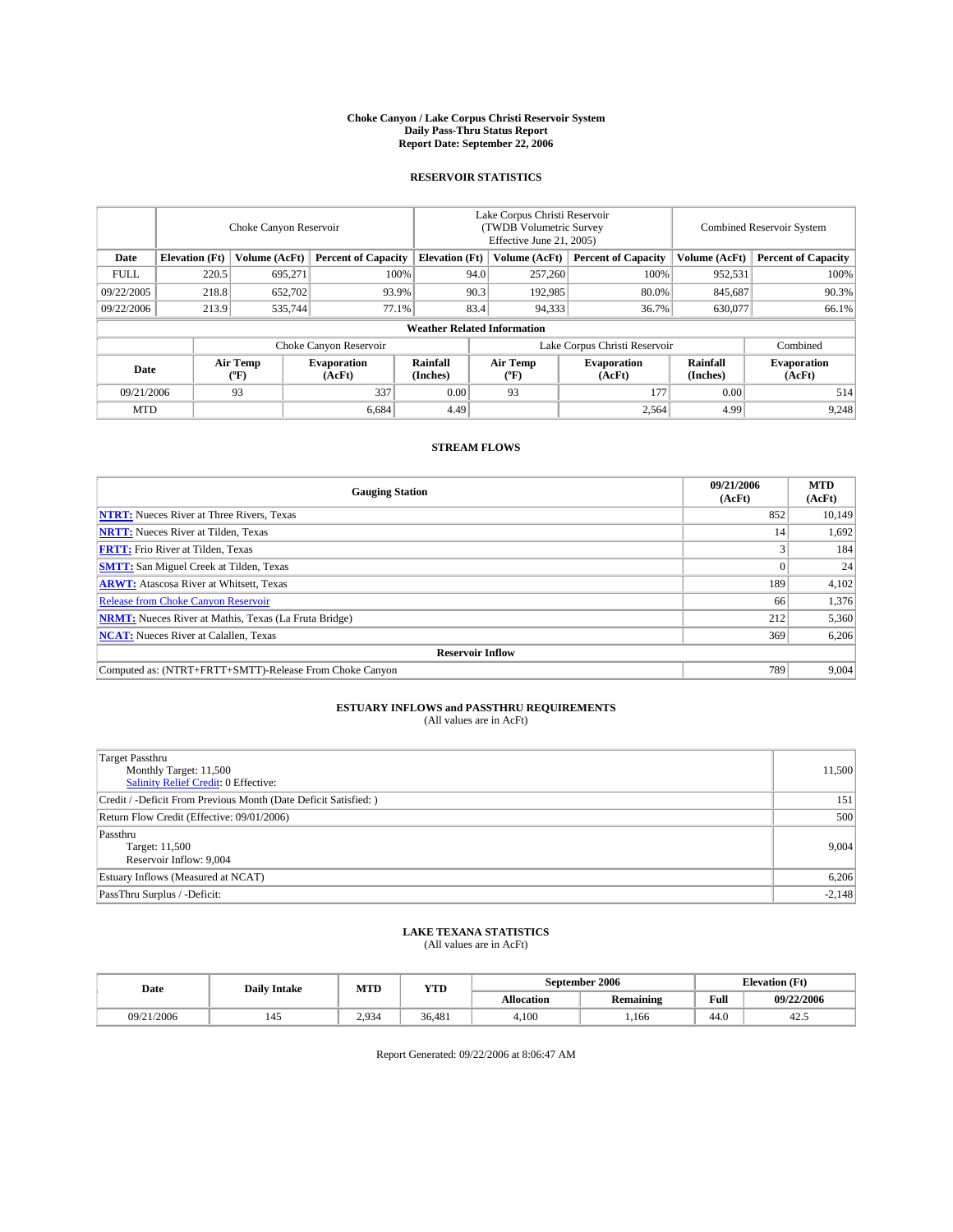# Choke Canyon / Lake Corpus Christi Reservoir System
## Daily Pass-Thru Status Report
### Report Date: September 22, 2006

## RESERVOIR STATISTICS

| | Choke Canyon Reservoir | | | Lake Corpus Christi Reservoir (TWDB Volumetric Survey Effective June 21, 2005) | | | Combined Reservoir System | |
|---|---|---|---|---|---|---|---|---|
| Date | Elevation (Ft) | Volume (AcFt) | Percent of Capacity | Elevation (Ft) | Volume (AcFt) | Percent of Capacity | Volume (AcFt) | Percent of Capacity |
| FULL | 220.5 | 695,271 | 100% | 94.0 | 257,260 | 100% | 952,531 | 100% |
| 09/22/2005 | 218.8 | 652,702 | 93.9% | 90.3 | 192,985 | 80.0% | 845,687 | 90.3% |
| 09/22/2006 | 213.9 | 535,744 | 77.1% | 83.4 | 94,333 | 36.7% | 630,077 | 66.1% |

**Weather Related Information**

| | Choke Canyon Reservoir | | | Lake Corpus Christi Reservoir | | | Combined |
|---|---|---|---|---|---|---|---|
| Date | Air Temp (ºF) | Evaporation (AcFt) | Rainfall (Inches) | Air Temp (ºF) | Evaporation (AcFt) | Rainfall (Inches) | Evaporation (AcFt) |
| 09/21/2006 | 93 | 337 | 0.00 | 93 | 177 | 0.00 | 514 |
| MTD | | 6,684 | 4.49 | | 2,564 | 4.99 | 9,248 |

## STREAM FLOWS

| Gauging Station | 09/21/2006 (AcFt) | MTD (AcFt) |
|---|---|---|
| **NTRT:** Nueces River at Three Rivers, Texas | 852 | 10,149 |
| **NRTT:** Nueces River at Tilden, Texas | 14 | 1,692 |
| **FRTT:** Frio River at Tilden, Texas | 3 | 184 |
| **SMTT:** San Miguel Creek at Tilden, Texas | 0 | 24 |
| **ARWT:** Atascosa River at Whitsett, Texas | 189 | 4,102 |
| Release from Choke Canyon Reservoir | 66 | 1,376 |
| **NRMT:** Nueces River at Mathis, Texas (La Fruta Bridge) | 212 | 5,360 |
| **NCAT:** Nueces River at Calallen, Texas | 369 | 6,206 |
| **Reservoir Inflow** | | |
| Computed as: (NTRT+FRTT+SMTT)-Release From Choke Canyon | 789 | 9,004 |

## ESTUARY INFLOWS and PASSTHRU REQUIREMENTS
(All values are in AcFt)

| | |
|---|---|
| Target Passthru<br>Monthly Target: 11,500<br>Salinity Relief Credit: 0 Effective: | 11,500 |
| Credit / -Deficit From Previous Month (Date Deficit Satisfied: ) | 151 |
| Return Flow Credit (Effective: 09/01/2006) | 500 |
| Passthru<br>Target: 11,500<br>Reservoir Inflow: 9,004 | 9,004 |
| Estuary Inflows (Measured at NCAT) | 6,206 |
| PassThru Surplus / -Deficit: | -2,148 |

## LAKE TEXANA STATISTICS
(All values are in AcFt)

| Date | Daily Intake | MTD | YTD | September 2006 | | Elevation (Ft) | |
|---|---|---|---|---|---|---|---|
| | | | | Allocation | Remaining | Full | 09/22/2006 |
| 09/21/2006 | 145 | 2,934 | 36,481 | 4,100 | 1,166 | 44.0 | 42.5 |

Report Generated: 09/22/2006 at 8:06:47 AM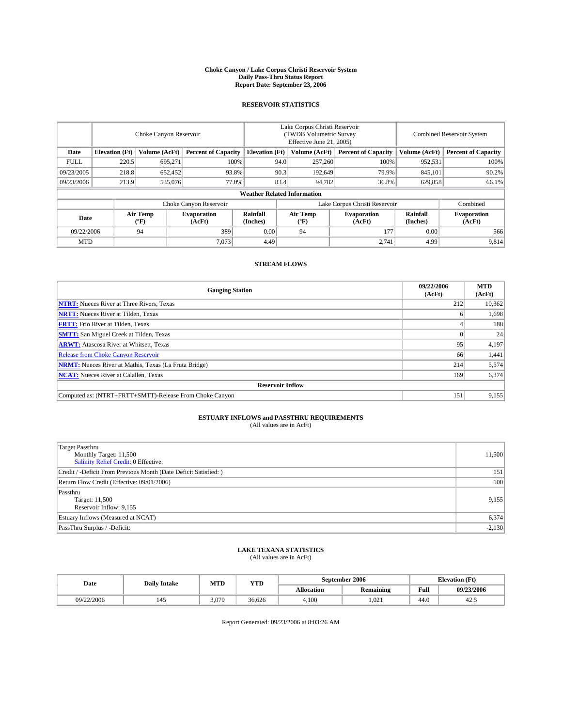**Choke Canyon / Lake Corpus Christi Reservoir System**
**Daily Pass-Thru Status Report**
**Report Date: September 23, 2006**

## RESERVOIR STATISTICS

| | Choke Canyon Reservoir | | | Lake Corpus Christi Reservoir (TWDB Volumetric Survey Effective June 21, 2005) | | | Combined Reservoir System | |
|---|---|---|---|---|---|---|---|---|
| **Date** | **Elevation (Ft)** | **Volume (AcFt)** | **Percent of Capacity** | **Elevation (Ft)** | **Volume (AcFt)** | **Percent of Capacity** | **Volume (AcFt)** | **Percent of Capacity** |
| FULL | 220.5 | 695,271 | 100% | 94.0 | 257,260 | 100% | 952,531 | 100% |
| 09/23/2005 | 218.8 | 652,452 | 93.8% | 90.3 | 192,649 | 79.9% | 845,101 | 90.2% |
| 09/23/2006 | 213.9 | 535,076 | 77.0% | 83.4 | 94,782 | 36.8% | 629,858 | 66.1% |

**Weather Related Information**

| | Choke Canyon Reservoir | | | Lake Corpus Christi Reservoir | | | Combined |
|---|---|---|---|---|---|---|---|
| **Date** | **Air Temp (°F)** | **Evaporation (AcFt)** | **Rainfall (Inches)** | **Air Temp (°F)** | **Evaporation (AcFt)** | **Rainfall (Inches)** | **Evaporation (AcFt)** |
| 09/22/2006 | 94 | 389 | 0.00 | 94 | 177 | 0.00 | 566 |
| MTD | | 7,073 | 4.49 | | 2,741 | 4.99 | 9,814 |

## STREAM FLOWS

| Gauging Station | 09/22/2006 (AcFt) | MTD (AcFt) |
|---|---|---|
| **NTRT:** Nueces River at Three Rivers, Texas | 212 | 10,362 |
| **NRTT:** Nueces River at Tilden, Texas | 6 | 1,698 |
| **FRTT:** Frio River at Tilden, Texas | 4 | 188 |
| **SMTT:** San Miguel Creek at Tilden, Texas | 0 | 24 |
| **ARWT:** Atascosa River at Whitsett, Texas | 95 | 4,197 |
| Release from Choke Canyon Reservoir | 66 | 1,441 |
| **NRMT:** Nueces River at Mathis, Texas (La Fruta Bridge) | 214 | 5,574 |
| **NCAT:** Nueces River at Calallen, Texas | 169 | 6,374 |
| **Reservoir Inflow** | | |
| Computed as: (NTRT+FRTT+SMTT)-Release From Choke Canyon | 151 | 9,155 |

## ESTUARY INFLOWS and PASSTHRU REQUIREMENTS
(All values are in AcFt)

| | |
|---|---|
| Target Passthru<br>Monthly Target: 11,500<br>Salinity Relief Credit: 0 Effective: | 11,500 |
| Credit / -Deficit From Previous Month (Date Deficit Satisfied: ) | 151 |
| Return Flow Credit (Effective: 09/01/2006) | 500 |
| Passthru<br>Target: 11,500<br>Reservoir Inflow: 9,155 | 9,155 |
| Estuary Inflows (Measured at NCAT) | 6,374 |
| PassThru Surplus / -Deficit: | -2,130 |

## LAKE TEXANA STATISTICS
(All values are in AcFt)

| Date | Daily Intake | MTD | YTD | September 2006 | | Elevation (Ft) | |
|---|---|---|---|---|---|---|---|
| | | | | **Allocation** | **Remaining** | **Full** | **09/23/2006** |
| 09/22/2006 | 145 | 3,079 | 36,626 | 4,100 | 1,021 | 44.0 | 42.5 |

Report Generated: 09/23/2006 at 8:03:26 AM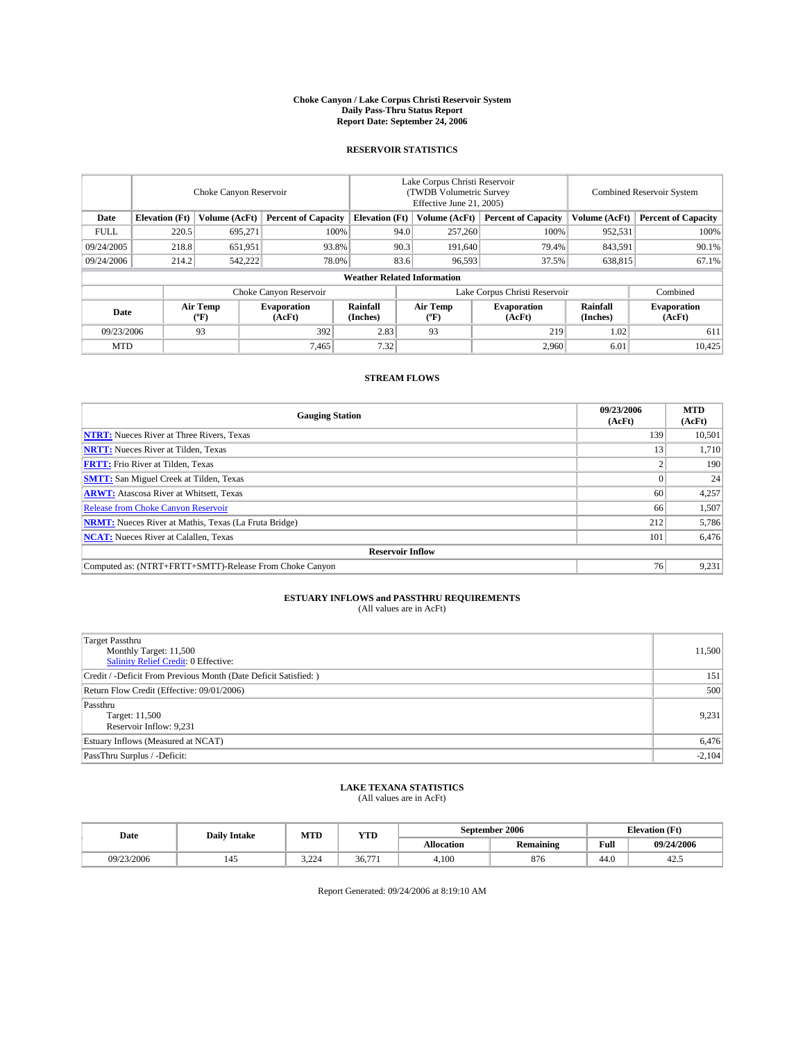# Choke Canyon / Lake Corpus Christi Reservoir System
## Daily Pass-Thru Status Report
## Report Date: September 24, 2006

### RESERVOIR STATISTICS

| | Choke Canyon Reservoir | | | Lake Corpus Christi Reservoir (TWDB Volumetric Survey Effective June 21, 2005) | | | Combined Reservoir System | |
|---|---|---|---|---|---|---|---|---|
| **Date** | **Elevation (Ft)** | **Volume (AcFt)** | **Percent of Capacity** | **Elevation (Ft)** | **Volume (AcFt)** | **Percent of Capacity** | **Volume (AcFt)** | **Percent of Capacity** |
| FULL | 220.5 | 695,271 | 100% | 94.0 | 257,260 | 100% | 952,531 | 100% |
| 09/24/2005 | 218.8 | 651,951 | 93.8% | 90.3 | 191,640 | 79.4% | 843,591 | 90.1% |
| 09/24/2006 | 214.2 | 542,222 | 78.0% | 83.6 | 96,593 | 37.5% | 638,815 | 67.1% |

**Weather Related Information**

| | Choke Canyon Reservoir | | | Lake Corpus Christi Reservoir | | | Combined |
|---|---|---|---|---|---|---|---|
| **Date** | **Air Temp (ºF)** | **Evaporation (AcFt)** | **Rainfall (Inches)** | **Air Temp (ºF)** | **Evaporation (AcFt)** | **Rainfall (Inches)** | **Evaporation (AcFt)** |
| 09/23/2006 | 93 | 392 | 2.83 | 93 | 219 | 1.02 | 611 |
| MTD | | 7,465 | 7.32 | | 2,960 | 6.01 | 10,425 |

### STREAM FLOWS

| Gauging Station | 09/23/2006 (AcFt) | MTD (AcFt) |
|---|---|---|
| **NTRT:** Nueces River at Three Rivers, Texas | 139 | 10,501 |
| **NRTT:** Nueces River at Tilden, Texas | 13 | 1,710 |
| **FRTT:** Frio River at Tilden, Texas | 2 | 190 |
| **SMTT:** San Miguel Creek at Tilden, Texas | 0 | 24 |
| **ARWT:** Atascosa River at Whitsett, Texas | 60 | 4,257 |
| Release from Choke Canyon Reservoir | 66 | 1,507 |
| **NRMT:** Nueces River at Mathis, Texas (La Fruta Bridge) | 212 | 5,786 |
| **NCAT:** Nueces River at Calallen, Texas | 101 | 6,476 |
| **Reservoir Inflow** | | |
| Computed as: (NTRT+FRTT+SMTT)-Release From Choke Canyon | 76 | 9,231 |

### ESTUARY INFLOWS and PASSTHRU REQUIREMENTS
(All values are in AcFt)

| | |
|---|---|
| Target Passthru<br>Monthly Target: 11,500<br>Salinity Relief Credit: 0 Effective: | 11,500 |
| Credit / -Deficit From Previous Month (Date Deficit Satisfied: ) | 151 |
| Return Flow Credit (Effective: 09/01/2006) | 500 |
| Passthru<br>Target: 11,500<br>Reservoir Inflow: 9,231 | 9,231 |
| Estuary Inflows (Measured at NCAT) | 6,476 |
| PassThru Surplus / -Deficit: | -2,104 |

### LAKE TEXANA STATISTICS
(All values are in AcFt)

| Date | Daily Intake | MTD | YTD | September 2006 | | Elevation (Ft) | |
|---|---|---|---|---|---|---|---|
| | | | | **Allocation** | **Remaining** | **Full** | **09/24/2006** |
| 09/23/2006 | 145 | 3,224 | 36,771 | 4,100 | 876 | 44.0 | 42.5 |

Report Generated: 09/24/2006 at 8:19:10 AM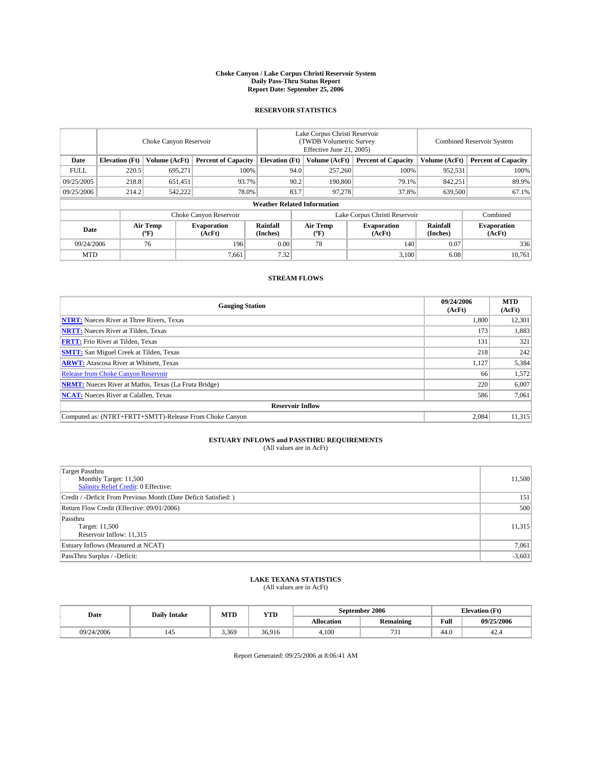# Choke Canyon / Lake Corpus Christi Reservoir System
## Daily Pass-Thru Status Report
### Report Date: September 25, 2006

## RESERVOIR STATISTICS

| | Choke Canyon Reservoir | | | Lake Corpus Christi Reservoir (TWDB Volumetric Survey Effective June 21, 2005) | | | Combined Reservoir System | |
|---|---|---|---|---|---|---|---|---|
| Date | Elevation (Ft) | Volume (AcFt) | Percent of Capacity | Elevation (Ft) | Volume (AcFt) | Percent of Capacity | Volume (AcFt) | Percent of Capacity |
| FULL | 220.5 | 695,271 | 100% | 94.0 | 257,260 | 100% | 952,531 | 100% |
| 09/25/2005 | 218.8 | 651,451 | 93.7% | 90.2 | 190,800 | 79.1% | 842,251 | 89.9% |
| 09/25/2006 | 214.2 | 542,222 | 78.0% | 83.7 | 97,278 | 37.8% | 639,500 | 67.1% |

### Weather Related Information

| | Choke Canyon Reservoir | | | Lake Corpus Christi Reservoir | | | Combined |
|---|---|---|---|---|---|---|---|
| Date | Air Temp (ºF) | Evaporation (AcFt) | Rainfall (Inches) | Air Temp (ºF) | Evaporation (AcFt) | Rainfall (Inches) | Evaporation (AcFt) |
| 09/24/2006 | 76 | 196 | 0.00 | 78 | 140 | 0.07 | 336 |
| MTD | | 7,661 | 7.32 | | 3,100 | 6.08 | 10,761 |

## STREAM FLOWS

| Gauging Station | 09/24/2006 (AcFt) | MTD (AcFt) |
|---|---|---|
| **NTRT:** Nueces River at Three Rivers, Texas | 1,800 | 12,301 |
| **NRTT:** Nueces River at Tilden, Texas | 173 | 1,883 |
| **FRTT:** Frio River at Tilden, Texas | 131 | 321 |
| **SMTT:** San Miguel Creek at Tilden, Texas | 218 | 242 |
| **ARWT:** Atascosa River at Whitsett, Texas | 1,127 | 5,384 |
| Release from Choke Canyon Reservoir | 66 | 1,572 |
| **NRMT:** Nueces River at Mathis, Texas (La Fruta Bridge) | 220 | 6,007 |
| **NCAT:** Nueces River at Calallen, Texas | 586 | 7,061 |
| **Reservoir Inflow** | | |
| Computed as: (NTRT+FRTT+SMTT)-Release From Choke Canyon | 2,084 | 11,315 |

## ESTUARY INFLOWS and PASSTHRU REQUIREMENTS
(All values are in AcFt)

| | |
|---|---|
| Target Passthru<br>Monthly Target: 11,500<br>Salinity Relief Credit: 0 Effective: | 11,500 |
| Credit / -Deficit From Previous Month (Date Deficit Satisfied: ) | 151 |
| Return Flow Credit (Effective: 09/01/2006) | 500 |
| Passthru<br>Target: 11,500<br>Reservoir Inflow: 11,315 | 11,315 |
| Estuary Inflows (Measured at NCAT) | 7,061 |
| PassThru Surplus / -Deficit: | -3,603 |

## LAKE TEXANA STATISTICS
(All values are in AcFt)

| Date | Daily Intake | MTD | YTD | September 2006 | | Elevation (Ft) | |
|---|---|---|---|---|---|---|---|
| | | | | Allocation | Remaining | Full | 09/25/2006 |
| 09/24/2006 | 145 | 3,369 | 36,916 | 4,100 | 731 | 44.0 | 42.4 |

Report Generated: 09/25/2006 at 8:06:41 AM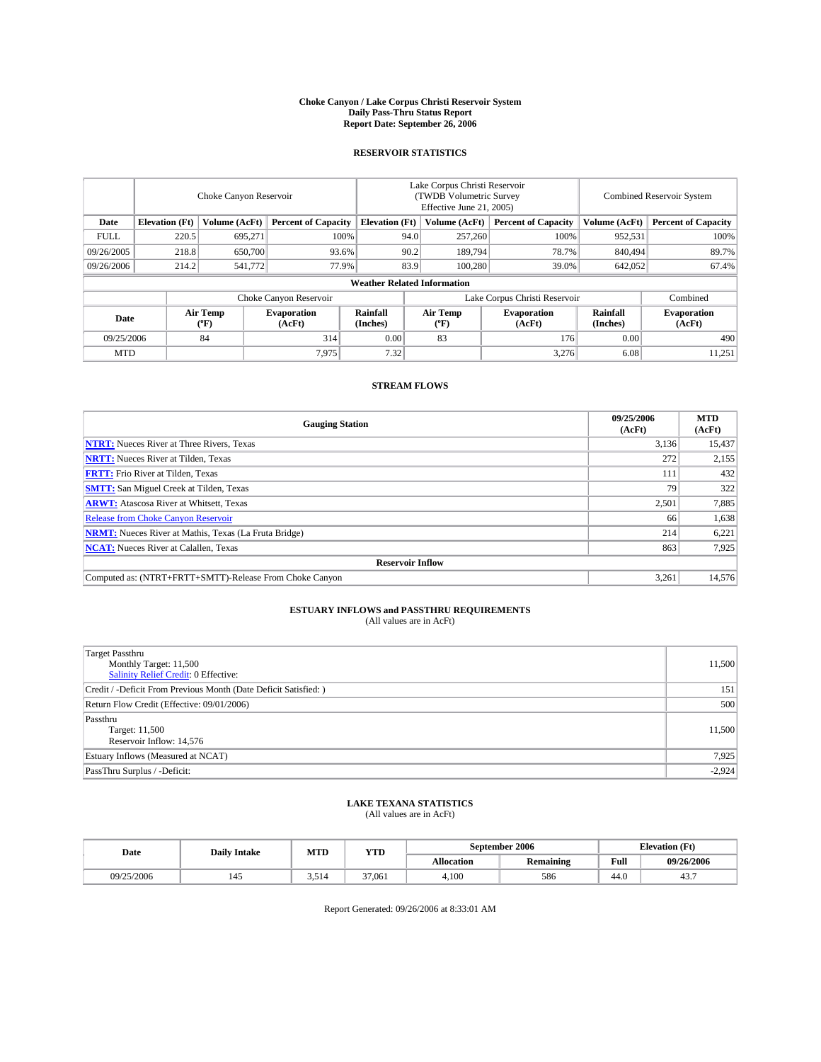# Choke Canyon / Lake Corpus Christi Reservoir System
## Daily Pass-Thru Status Report
## Report Date: September 26, 2006

### RESERVOIR STATISTICS

| | Choke Canyon Reservoir | | | Lake Corpus Christi Reservoir (TWDB Volumetric Survey Effective June 21, 2005) | | | Combined Reservoir System | |
|---|---|---|---|---|---|---|---|---|
| Date | Elevation (Ft) | Volume (AcFt) | Percent of Capacity | Elevation (Ft) | Volume (AcFt) | Percent of Capacity | Volume (AcFt) | Percent of Capacity |
| FULL | 220.5 | 695,271 | 100% | 94.0 | 257,260 | 100% | 952,531 | 100% |
| 09/26/2005 | 218.8 | 650,700 | 93.6% | 90.2 | 189,794 | 78.7% | 840,494 | 89.7% |
| 09/26/2006 | 214.2 | 541,772 | 77.9% | 83.9 | 100,280 | 39.0% | 642,052 | 67.4% |

**Weather Related Information**

| | Choke Canyon Reservoir | | | Lake Corpus Christi Reservoir | | | Combined |
|---|---|---|---|---|---|---|---|
| Date | Air Temp (ºF) | Evaporation (AcFt) | Rainfall (Inches) | Air Temp (ºF) | Evaporation (AcFt) | Rainfall (Inches) | Evaporation (AcFt) |
| 09/25/2006 | 84 | 314 | 0.00 | 83 | 176 | 0.00 | 490 |
| MTD | | 7,975 | 7.32 | | 3,276 | 6.08 | 11,251 |

### STREAM FLOWS

| Gauging Station | 09/25/2006 (AcFt) | MTD (AcFt) |
|---|---|---|
| **NTRT:** Nueces River at Three Rivers, Texas | 3,136 | 15,437 |
| **NRTT:** Nueces River at Tilden, Texas | 272 | 2,155 |
| **FRTT:** Frio River at Tilden, Texas | 111 | 432 |
| **SMTT:** San Miguel Creek at Tilden, Texas | 79 | 322 |
| **ARWT:** Atascosa River at Whitsett, Texas | 2,501 | 7,885 |
| Release from Choke Canyon Reservoir | 66 | 1,638 |
| **NRMT:** Nueces River at Mathis, Texas (La Fruta Bridge) | 214 | 6,221 |
| **NCAT:** Nueces River at Calallen, Texas | 863 | 7,925 |
| **Reservoir Inflow** | | |
| Computed as: (NTRT+FRTT+SMTT)-Release From Choke Canyon | 3,261 | 14,576 |

### ESTUARY INFLOWS and PASSTHRU REQUIREMENTS
(All values are in AcFt)

| | |
|---|---|
| Target Passthru<br>Monthly Target: 11,500<br>Salinity Relief Credit: 0 Effective: | 11,500 |
| Credit / -Deficit From Previous Month (Date Deficit Satisfied: ) | 151 |
| Return Flow Credit (Effective: 09/01/2006) | 500 |
| Passthru<br>Target: 11,500<br>Reservoir Inflow: 14,576 | 11,500 |
| Estuary Inflows (Measured at NCAT) | 7,925 |
| PassThru Surplus / -Deficit: | -2,924 |

### LAKE TEXANA STATISTICS
(All values are in AcFt)

| Date | Daily Intake | MTD | YTD | September 2006 | | Elevation (Ft) | |
|---|---|---|---|---|---|---|---|
| | | | | Allocation | Remaining | Full | 09/26/2006 |
| 09/25/2006 | 145 | 3,514 | 37,061 | 4,100 | 586 | 44.0 | 43.7 |

Report Generated: 09/26/2006 at 8:33:01 AM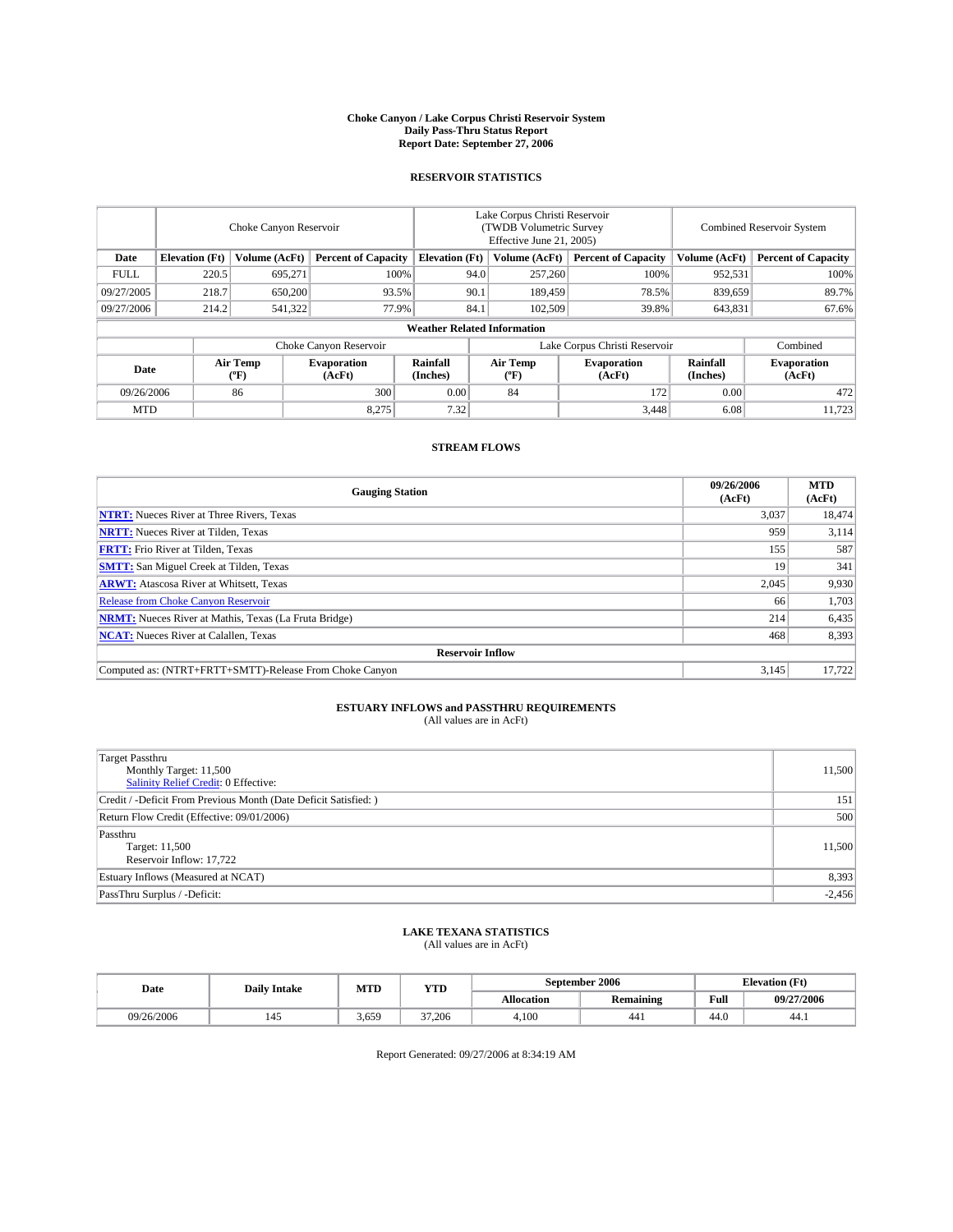# Choke Canyon / Lake Corpus Christi Reservoir System
## Daily Pass-Thru Status Report
## Report Date: September 27, 2006

### RESERVOIR STATISTICS

| | Choke Canyon Reservoir | | | Lake Corpus Christi Reservoir (TWDB Volumetric Survey Effective June 21, 2005) | | | Combined Reservoir System | |
|---|---|---|---|---|---|---|---|---|
| Date | Elevation (Ft) | Volume (AcFt) | Percent of Capacity | Elevation (Ft) | Volume (AcFt) | Percent of Capacity | Volume (AcFt) | Percent of Capacity |
| FULL | 220.5 | 695,271 | 100% | 94.0 | 257,260 | 100% | 952,531 | 100% |
| 09/27/2005 | 218.7 | 650,200 | 93.5% | 90.1 | 189,459 | 78.5% | 839,659 | 89.7% |
| 09/27/2006 | 214.2 | 541,322 | 77.9% | 84.1 | 102,509 | 39.8% | 643,831 | 67.6% |

**Weather Related Information**

| | Choke Canyon Reservoir | | | Lake Corpus Christi Reservoir | | | Combined |
|---|---|---|---|---|---|---|---|
| Date | Air Temp (°F) | Evaporation (AcFt) | Rainfall (Inches) | Air Temp (°F) | Evaporation (AcFt) | Rainfall (Inches) | Evaporation (AcFt) |
| 09/26/2006 | 86 | 300 | 0.00 | 84 | 172 | 0.00 | 472 |
| MTD | | 8,275 | 7.32 | | 3,448 | 6.08 | 11,723 |

### STREAM FLOWS

| Gauging Station | 09/26/2006 (AcFt) | MTD (AcFt) |
|---|---|---|
| **NTRT:** Nueces River at Three Rivers, Texas | 3,037 | 18,474 |
| **NRTT:** Nueces River at Tilden, Texas | 959 | 3,114 |
| **FRTT:** Frio River at Tilden, Texas | 155 | 587 |
| **SMTT:** San Miguel Creek at Tilden, Texas | 19 | 341 |
| **ARWT:** Atascosa River at Whitsett, Texas | 2,045 | 9,930 |
| Release from Choke Canyon Reservoir | 66 | 1,703 |
| **NRMT:** Nueces River at Mathis, Texas (La Fruta Bridge) | 214 | 6,435 |
| **NCAT:** Nueces River at Calallen, Texas | 468 | 8,393 |
| **Reservoir Inflow** | | |
| Computed as: (NTRT+FRTT+SMTT)-Release From Choke Canyon | 3,145 | 17,722 |

### ESTUARY INFLOWS and PASSTHRU REQUIREMENTS
(All values are in AcFt)

| | |
|---|---|
| Target Passthru<br>Monthly Target: 11,500<br>Salinity Relief Credit: 0 Effective: | 11,500 |
| Credit / -Deficit From Previous Month (Date Deficit Satisfied: ) | 151 |
| Return Flow Credit (Effective: 09/01/2006) | 500 |
| Passthru<br>Target: 11,500<br>Reservoir Inflow: 17,722 | 11,500 |
| Estuary Inflows (Measured at NCAT) | 8,393 |
| PassThru Surplus / -Deficit: | -2,456 |

### LAKE TEXANA STATISTICS
(All values are in AcFt)

| Date | Daily Intake | MTD | YTD | September 2006 | | Elevation (Ft) | |
|---|---|---|---|---|---|---|---|
| | | | | Allocation | Remaining | Full | 09/27/2006 |
| 09/26/2006 | 145 | 3,659 | 37,206 | 4,100 | 441 | 44.0 | 44.1 |

Report Generated: 09/27/2006 at 8:34:19 AM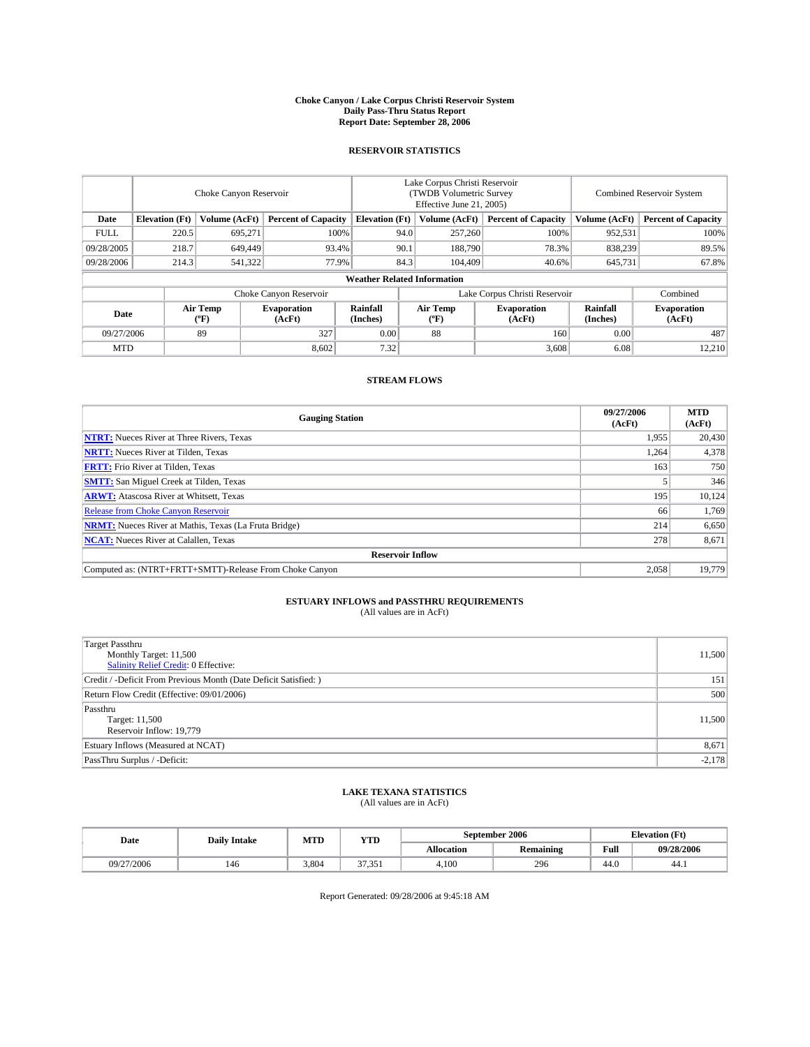# Choke Canyon / Lake Corpus Christi Reservoir System
## Daily Pass-Thru Status Report
## Report Date: September 28, 2006

### RESERVOIR STATISTICS

| | Choke Canyon Reservoir | | | Lake Corpus Christi Reservoir (TWDB Volumetric Survey Effective June 21, 2005) | | | Combined Reservoir System | |
|---|---|---|---|---|---|---|---|---|
| Date | Elevation (Ft) | Volume (AcFt) | Percent of Capacity | Elevation (Ft) | Volume (AcFt) | Percent of Capacity | Volume (AcFt) | Percent of Capacity |
| FULL | 220.5 | 695,271 | 100% | 94.0 | 257,260 | 100% | 952,531 | 100% |
| 09/28/2005 | 218.7 | 649,449 | 93.4% | 90.1 | 188,790 | 78.3% | 838,239 | 89.5% |
| 09/28/2006 | 214.3 | 541,322 | 77.9% | 84.3 | 104,409 | 40.6% | 645,731 | 67.8% |

**Weather Related Information**

| | Choke Canyon Reservoir | | | Lake Corpus Christi Reservoir | | | Combined |
|---|---|---|---|---|---|---|---|
| Date | Air Temp (ºF) | Evaporation (AcFt) | Rainfall (Inches) | Air Temp (ºF) | Evaporation (AcFt) | Rainfall (Inches) | Evaporation (AcFt) |
| 09/27/2006 | 89 | 327 | 0.00 | 88 | 160 | 0.00 | 487 |
| MTD | | 8,602 | 7.32 | | 3,608 | 6.08 | 12,210 |

### STREAM FLOWS

| Gauging Station | 09/27/2006 (AcFt) | MTD (AcFt) |
|---|---|---|
| **NTRT:** Nueces River at Three Rivers, Texas | 1,955 | 20,430 |
| **NRTT:** Nueces River at Tilden, Texas | 1,264 | 4,378 |
| **FRTT:** Frio River at Tilden, Texas | 163 | 750 |
| **SMTT:** San Miguel Creek at Tilden, Texas | 5 | 346 |
| **ARWT:** Atascosa River at Whitsett, Texas | 195 | 10,124 |
| Release from Choke Canyon Reservoir | 66 | 1,769 |
| **NRMT:** Nueces River at Mathis, Texas (La Fruta Bridge) | 214 | 6,650 |
| **NCAT:** Nueces River at Calallen, Texas | 278 | 8,671 |
| **Reservoir Inflow** | | |
| Computed as: (NTRT+FRTT+SMTT)-Release From Choke Canyon | 2,058 | 19,779 |

### ESTUARY INFLOWS and PASSTHRU REQUIREMENTS
(All values are in AcFt)

| | |
|---|---|
| Target Passthru<br>Monthly Target: 11,500<br>Salinity Relief Credit: 0 Effective: | 11,500 |
| Credit / -Deficit From Previous Month (Date Deficit Satisfied: ) | 151 |
| Return Flow Credit (Effective: 09/01/2006) | 500 |
| Passthru<br>Target: 11,500<br>Reservoir Inflow: 19,779 | 11,500 |
| Estuary Inflows (Measured at NCAT) | 8,671 |
| PassThru Surplus / -Deficit: | -2,178 |

### LAKE TEXANA STATISTICS
(All values are in AcFt)

| Date | Daily Intake | MTD | YTD | September 2006 | | Elevation (Ft) | |
|---|---|---|---|---|---|---|---|
| | | | | Allocation | Remaining | Full | 09/28/2006 |
| 09/27/2006 | 146 | 3,804 | 37,351 | 4,100 | 296 | 44.0 | 44.1 |

Report Generated: 09/28/2006 at 9:45:18 AM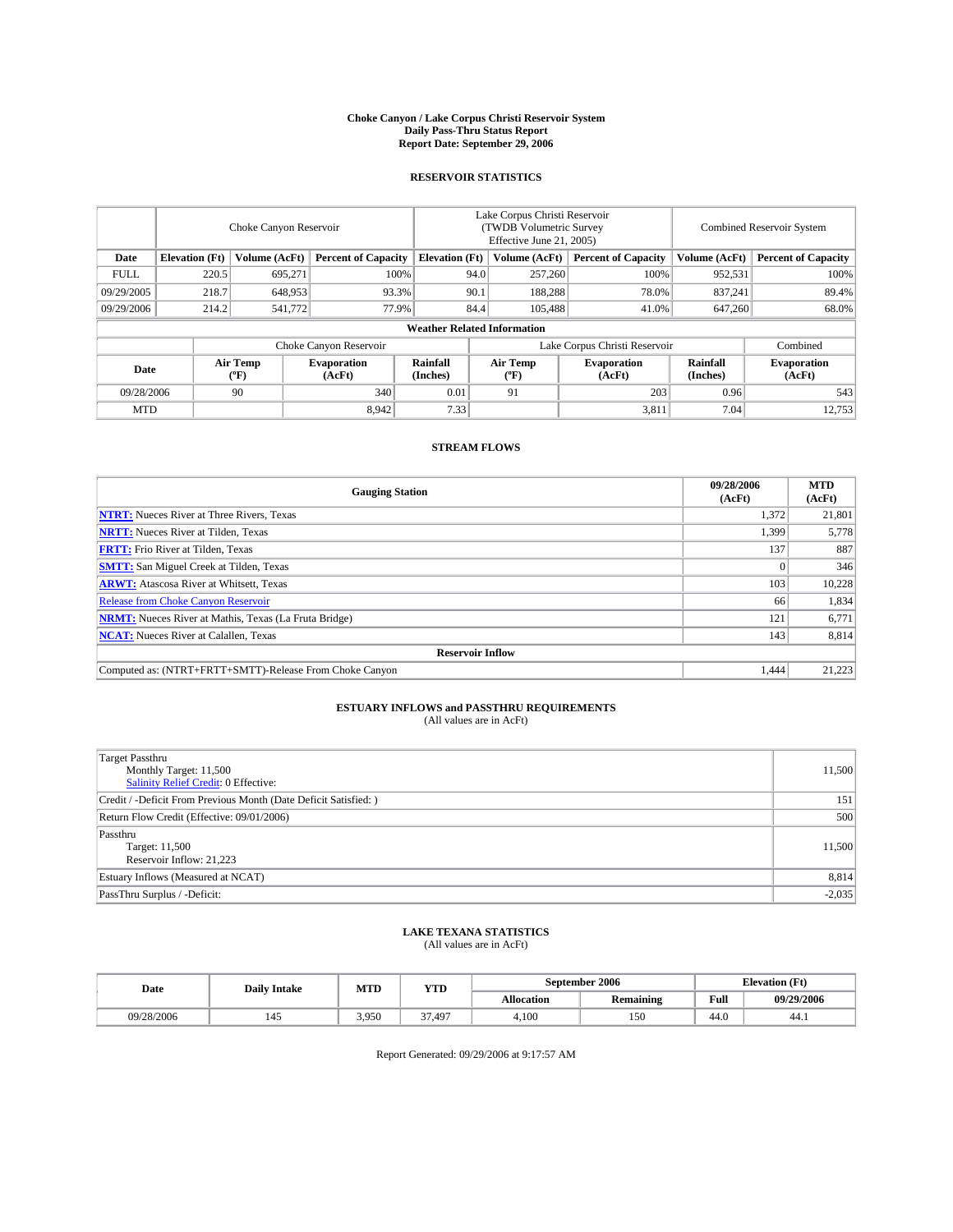# Choke Canyon / Lake Corpus Christi Reservoir System
## Daily Pass-Thru Status Report
## Report Date: September 29, 2006

### RESERVOIR STATISTICS

| | Choke Canyon Reservoir | | | Lake Corpus Christi Reservoir (TWDB Volumetric Survey Effective June 21, 2005) | | | Combined Reservoir System | |
|---|---|---|---|---|---|---|---|---|
| Date | Elevation (Ft) | Volume (AcFt) | Percent of Capacity | Elevation (Ft) | Volume (AcFt) | Percent of Capacity | Volume (AcFt) | Percent of Capacity |
| FULL | 220.5 | 695,271 | 100% | 94.0 | 257,260 | 100% | 952,531 | 100% |
| 09/29/2005 | 218.7 | 648,953 | 93.3% | 90.1 | 188,288 | 78.0% | 837,241 | 89.4% |
| 09/29/2006 | 214.2 | 541,772 | 77.9% | 84.4 | 105,488 | 41.0% | 647,260 | 68.0% |

**Weather Related Information**

| | Choke Canyon Reservoir | | | Lake Corpus Christi Reservoir | | | Combined |
|---|---|---|---|---|---|---|---|
| Date | Air Temp (ºF) | Evaporation (AcFt) | Rainfall (Inches) | Air Temp (ºF) | Evaporation (AcFt) | Rainfall (Inches) | Evaporation (AcFt) |
| 09/28/2006 | 90 | 340 | 0.01 | 91 | 203 | 0.96 | 543 |
| MTD | | 8,942 | 7.33 | | 3,811 | 7.04 | 12,753 |

### STREAM FLOWS

| Gauging Station | 09/28/2006 (AcFt) | MTD (AcFt) |
|---|---|---|
| **NTRT:** Nueces River at Three Rivers, Texas | 1,372 | 21,801 |
| **NRTT:** Nueces River at Tilden, Texas | 1,399 | 5,778 |
| **FRTT:** Frio River at Tilden, Texas | 137 | 887 |
| **SMTT:** San Miguel Creek at Tilden, Texas | 0 | 346 |
| **ARWT:** Atascosa River at Whitsett, Texas | 103 | 10,228 |
| Release from Choke Canyon Reservoir | 66 | 1,834 |
| **NRMT:** Nueces River at Mathis, Texas (La Fruta Bridge) | 121 | 6,771 |
| **NCAT:** Nueces River at Calallen, Texas | 143 | 8,814 |
| **Reservoir Inflow** | | |
| Computed as: (NTRT+FRTT+SMTT)-Release From Choke Canyon | 1,444 | 21,223 |

### ESTUARY INFLOWS and PASSTHRU REQUIREMENTS
(All values are in AcFt)

| | |
|---|---|
| Target Passthru<br>Monthly Target: 11,500<br>Salinity Relief Credit: 0 Effective: | 11,500 |
| Credit / -Deficit From Previous Month (Date Deficit Satisfied: ) | 151 |
| Return Flow Credit (Effective: 09/01/2006) | 500 |
| Passthru<br>Target: 11,500<br>Reservoir Inflow: 21,223 | 11,500 |
| Estuary Inflows (Measured at NCAT) | 8,814 |
| PassThru Surplus / -Deficit: | -2,035 |

### LAKE TEXANA STATISTICS
(All values are in AcFt)

| Date | Daily Intake | MTD | YTD | September 2006 | | Elevation (Ft) | |
|---|---|---|---|---|---|---|---|
| | | | | Allocation | Remaining | Full | 09/29/2006 |
| 09/28/2006 | 145 | 3,950 | 37,497 | 4,100 | 150 | 44.0 | 44.1 |

Report Generated: 09/29/2006 at 9:17:57 AM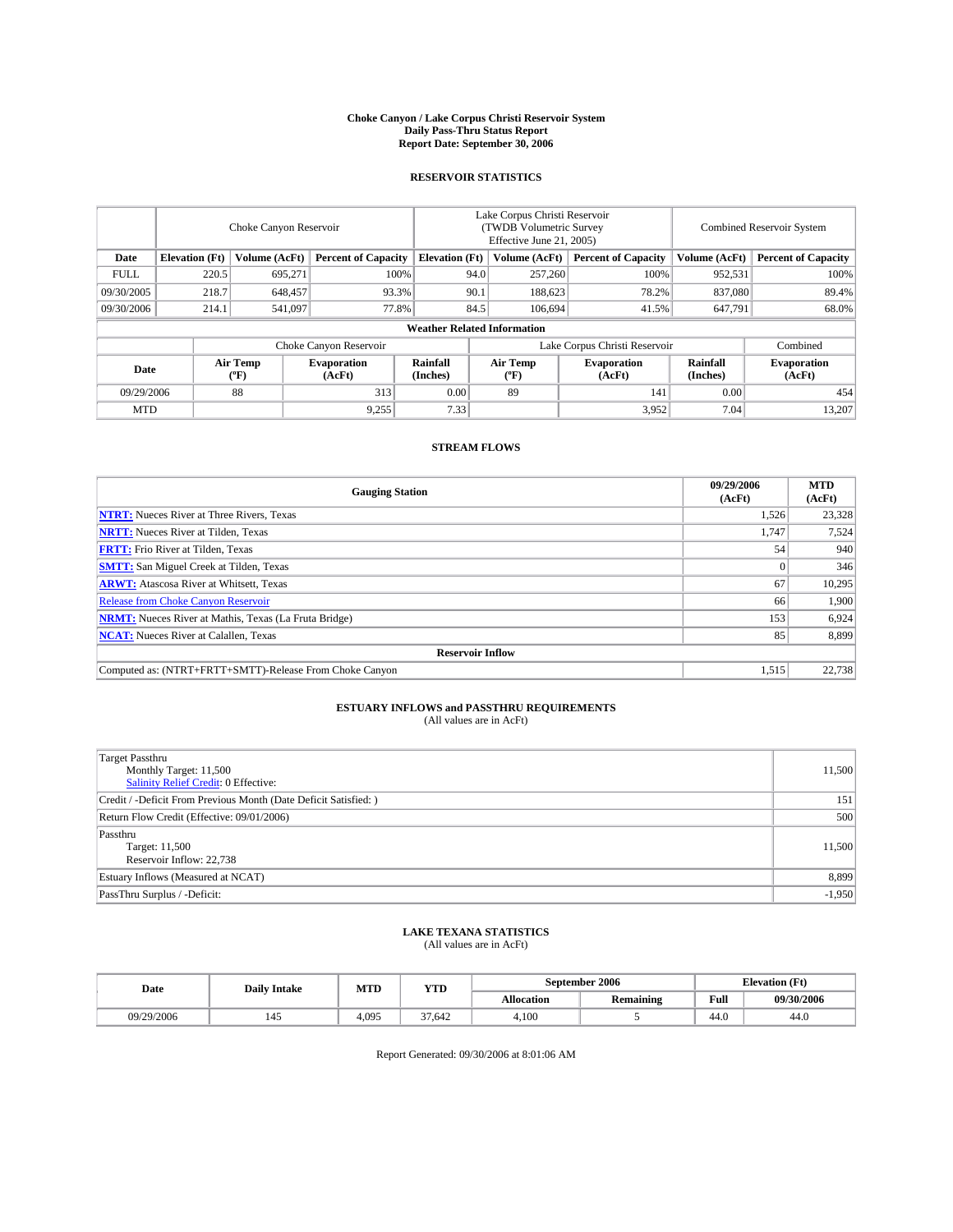**Choke Canyon / Lake Corpus Christi Reservoir System**
**Daily Pass-Thru Status Report**
**Report Date: September 30, 2006**

## RESERVOIR STATISTICS

| | Choke Canyon Reservoir | | | Lake Corpus Christi Reservoir (TWDB Volumetric Survey Effective June 21, 2005) | | | Combined Reservoir System | |
|---|---|---|---|---|---|---|---|---|
| Date | Elevation (Ft) | Volume (AcFt) | Percent of Capacity | Elevation (Ft) | Volume (AcFt) | Percent of Capacity | Volume (AcFt) | Percent of Capacity |
| FULL | 220.5 | 695,271 | 100% | 94.0 | 257,260 | 100% | 952,531 | 100% |
| 09/30/2005 | 218.7 | 648,457 | 93.3% | 90.1 | 188,623 | 78.2% | 837,080 | 89.4% |
| 09/30/2006 | 214.1 | 541,097 | 77.8% | 84.5 | 106,694 | 41.5% | 647,791 | 68.0% |

**Weather Related Information**

| | Choke Canyon Reservoir | | | Lake Corpus Christi Reservoir | | | Combined |
|---|---|---|---|---|---|---|---|
| Date | Air Temp (°F) | Evaporation (AcFt) | Rainfall (Inches) | Air Temp (°F) | Evaporation (AcFt) | Rainfall (Inches) | Evaporation (AcFt) |
| 09/29/2006 | 88 | 313 | 0.00 | 89 | 141 | 0.00 | 454 |
| MTD | | 9,255 | 7.33 | | 3,952 | 7.04 | 13,207 |

## STREAM FLOWS

| Gauging Station | 09/29/2006 (AcFt) | MTD (AcFt) |
|---|---|---|
| NTRT: Nueces River at Three Rivers, Texas | 1,526 | 23,328 |
| NRTT: Nueces River at Tilden, Texas | 1,747 | 7,524 |
| FRTT: Frio River at Tilden, Texas | 54 | 940 |
| SMTT: San Miguel Creek at Tilden, Texas | 0 | 346 |
| ARWT: Atascosa River at Whitsett, Texas | 67 | 10,295 |
| Release from Choke Canyon Reservoir | 66 | 1,900 |
| NRMT: Nueces River at Mathis, Texas (La Fruta Bridge) | 153 | 6,924 |
| NCAT: Nueces River at Calallen, Texas | 85 | 8,899 |
| **Reservoir Inflow** | | |
| Computed as: (NTRT+FRTT+SMTT)-Release From Choke Canyon | 1,515 | 22,738 |

## ESTUARY INFLOWS and PASSTHRU REQUIREMENTS
(All values are in AcFt)

| | |
|---|---|
| Target Passthru<br>Monthly Target: 11,500<br>Salinity Relief Credit: 0 Effective: | 11,500 |
| Credit / -Deficit From Previous Month (Date Deficit Satisfied: ) | 151 |
| Return Flow Credit (Effective: 09/01/2006) | 500 |
| Passthru<br>Target: 11,500<br>Reservoir Inflow: 22,738 | 11,500 |
| Estuary Inflows (Measured at NCAT) | 8,899 |
| PassThru Surplus / -Deficit: | -1,950 |

## LAKE TEXANA STATISTICS
(All values are in AcFt)

| Date | Daily Intake | MTD | YTD | September 2006 | | Elevation (Ft) | |
|---|---|---|---|---|---|---|---|
| | | | | Allocation | Remaining | Full | 09/30/2006 |
| 09/29/2006 | 145 | 4,095 | 37,642 | 4,100 | 5 | 44.0 | 44.0 |

Report Generated: 09/30/2006 at 8:01:06 AM